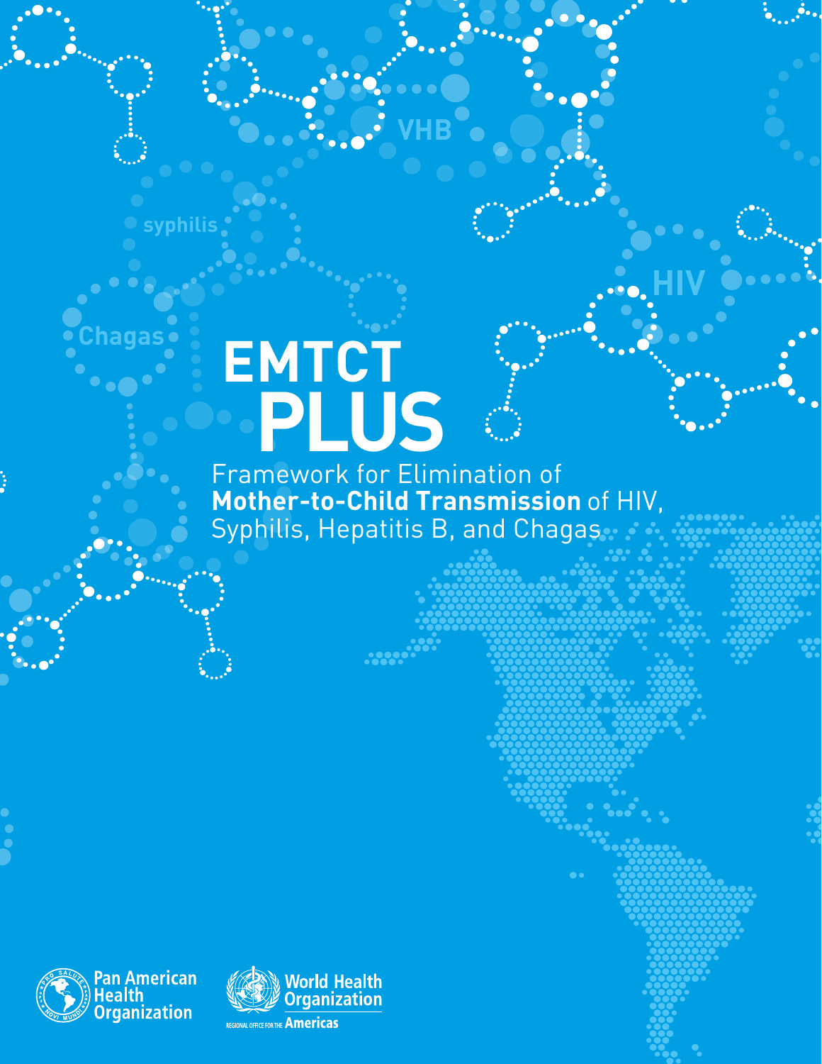# EMTCT PLUS

## Framework for Elimination of **Mother-to-Child Transmission** of HIV, Syphilis, Hepatitis B, and Chagas

Pan American Health Organization

World Health Organization

REGIONAL OFFICE FOR THE Americas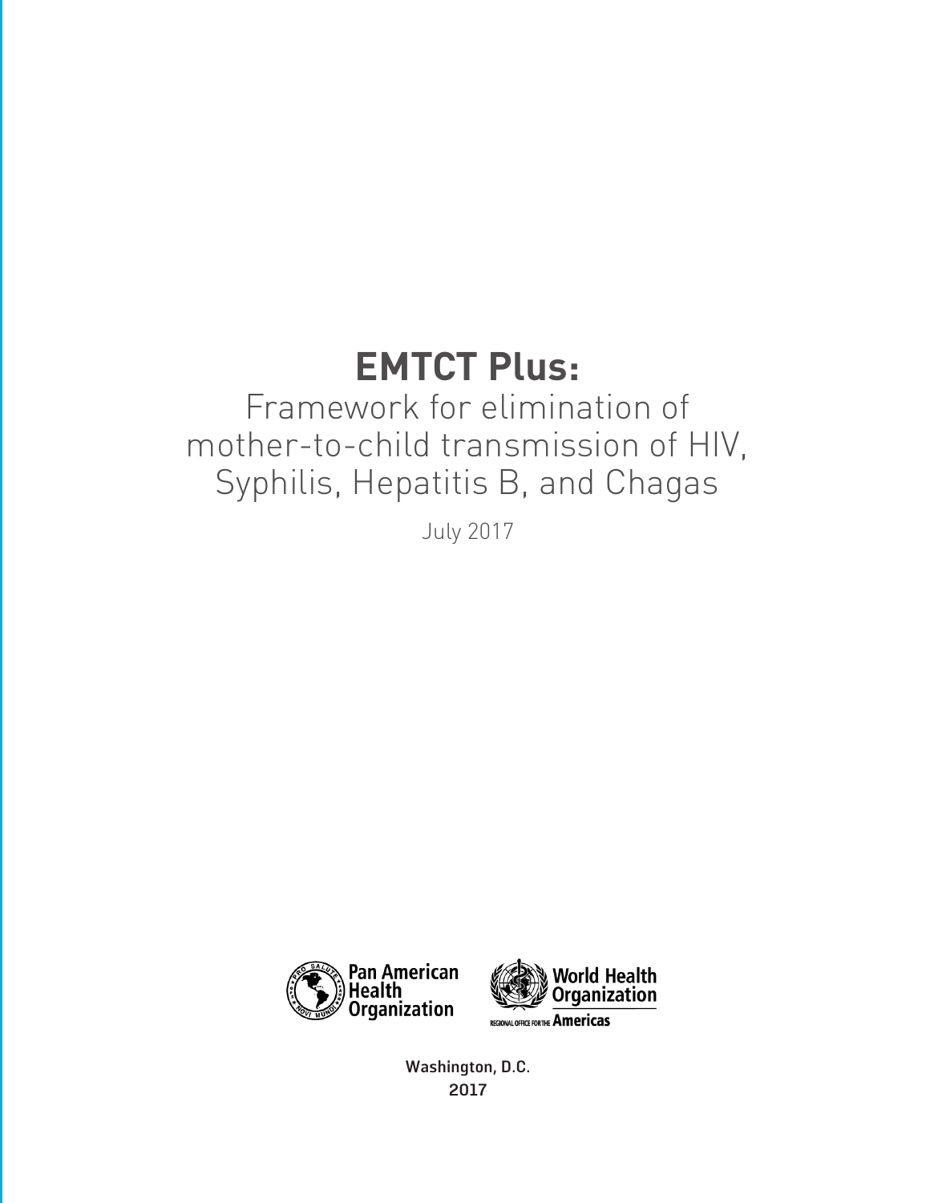# EMTCT Plus:

Framework for elimination of mother-to-child transmission of HIV, Syphilis, Hepatitis B, and Chagas

July 2017

Pan American Health Organization

World Health Organization

REGIONAL OFFICE FOR THE Americas

Washington, D.C.
2017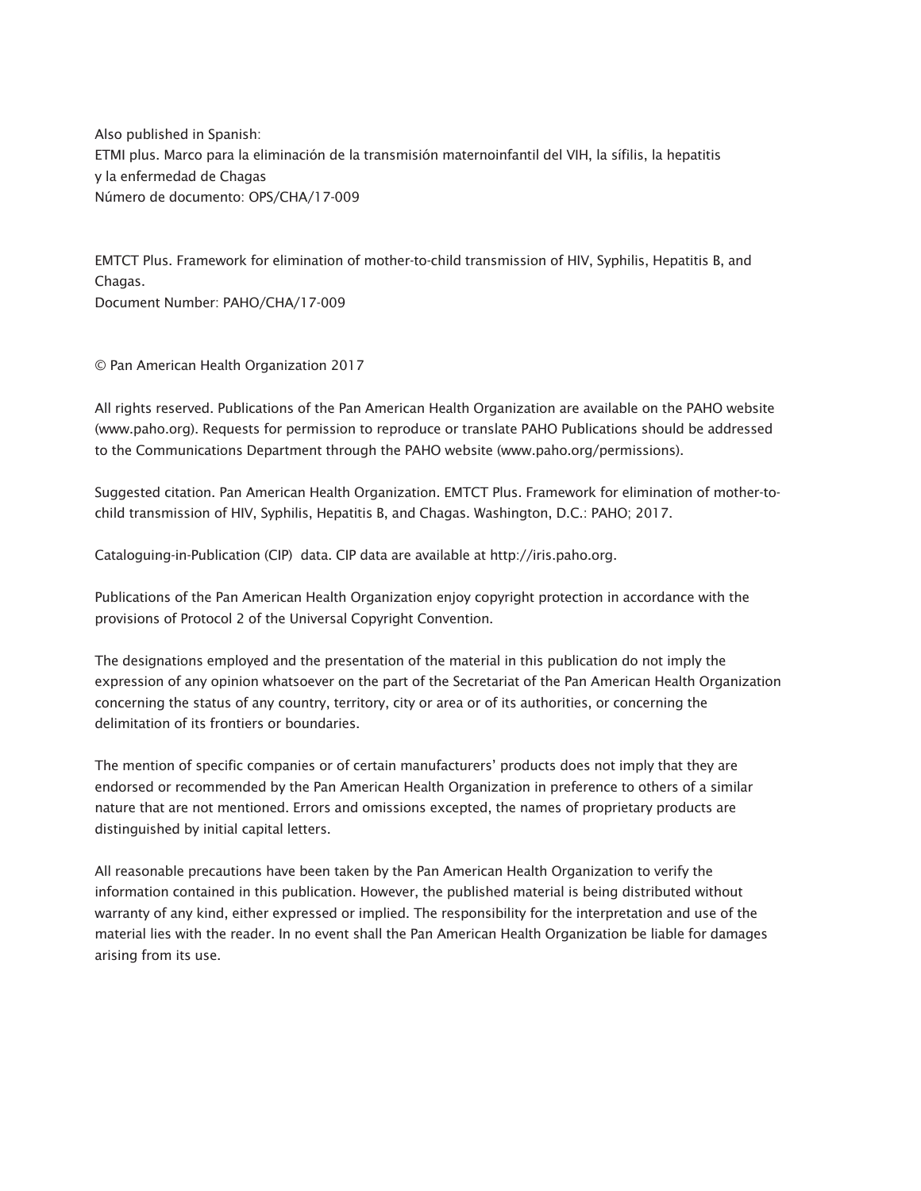Also published in Spanish:
ETMI plus. Marco para la eliminación de la transmisión maternoinfantil del VIH, la sífilis, la hepatitis y la enfermedad de Chagas
Número de documento: OPS/CHA/17-009

EMTCT Plus. Framework for elimination of mother-to-child transmission of HIV, Syphilis, Hepatitis B, and Chagas.
Document Number: PAHO/CHA/17-009

© Pan American Health Organization 2017

All rights reserved. Publications of the Pan American Health Organization are available on the PAHO website (www.paho.org). Requests for permission to reproduce or translate PAHO Publications should be addressed to the Communications Department through the PAHO website (www.paho.org/permissions).

Suggested citation. Pan American Health Organization. EMTCT Plus. Framework for elimination of mother-to-child transmission of HIV, Syphilis, Hepatitis B, and Chagas. Washington, D.C.: PAHO; 2017.

Cataloguing-in-Publication (CIP) data. CIP data are available at http://iris.paho.org.

Publications of the Pan American Health Organization enjoy copyright protection in accordance with the provisions of Protocol 2 of the Universal Copyright Convention.

The designations employed and the presentation of the material in this publication do not imply the expression of any opinion whatsoever on the part of the Secretariat of the Pan American Health Organization concerning the status of any country, territory, city or area or of its authorities, or concerning the delimitation of its frontiers or boundaries.

The mention of specific companies or of certain manufacturers' products does not imply that they are endorsed or recommended by the Pan American Health Organization in preference to others of a similar nature that are not mentioned. Errors and omissions excepted, the names of proprietary products are distinguished by initial capital letters.

All reasonable precautions have been taken by the Pan American Health Organization to verify the information contained in this publication. However, the published material is being distributed without warranty of any kind, either expressed or implied. The responsibility for the interpretation and use of the material lies with the reader. In no event shall the Pan American Health Organization be liable for damages arising from its use.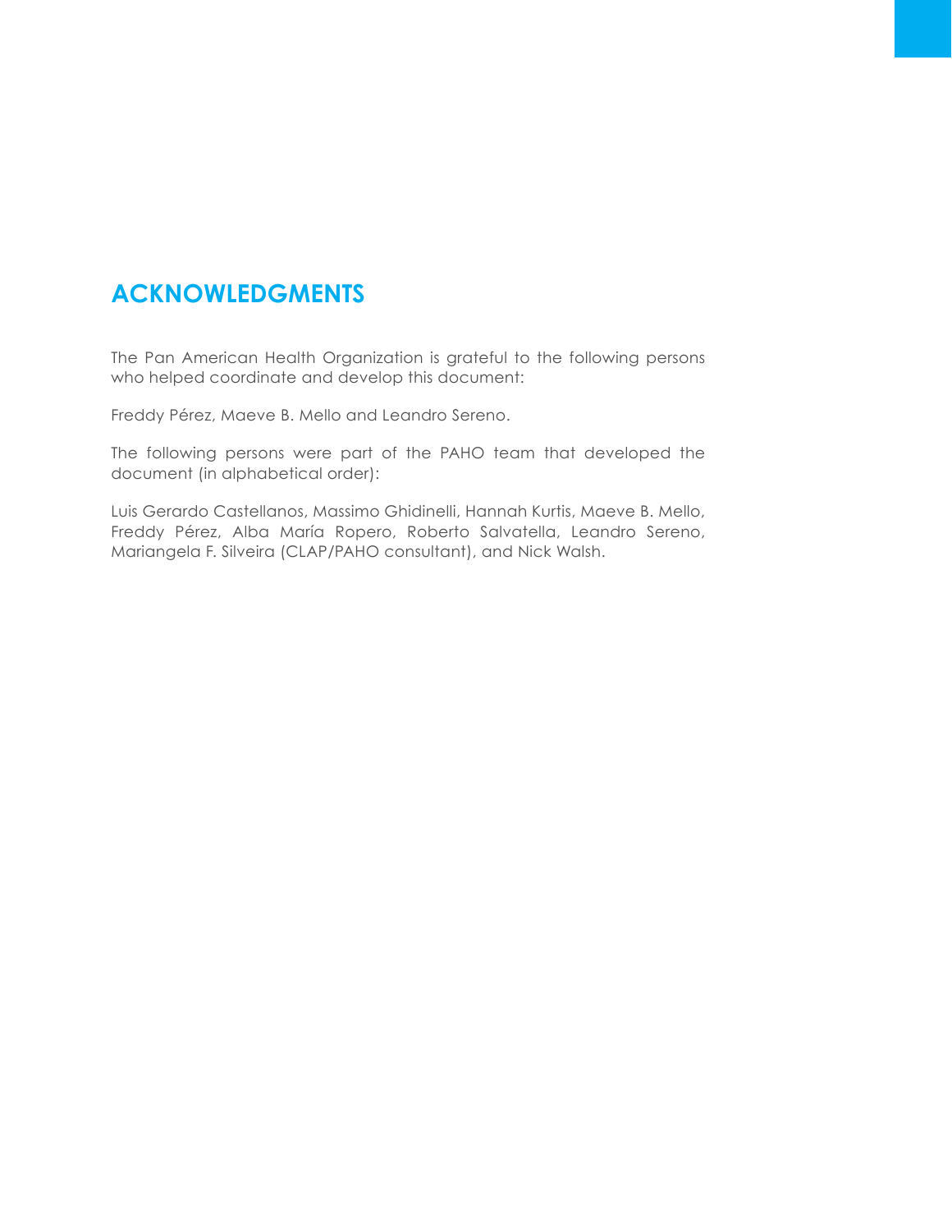# ACKNOWLEDGMENTS

The Pan American Health Organization is grateful to the following persons who helped coordinate and develop this document:

Freddy Pérez, Maeve B. Mello and Leandro Sereno.

The following persons were part of the PAHO team that developed the document (in alphabetical order):

Luis Gerardo Castellanos, Massimo Ghidinelli, Hannah Kurtis, Maeve B. Mello, Freddy Pérez, Alba María Ropero, Roberto Salvatella, Leandro Sereno, Mariangela F. Silveira (CLAP/PAHO consultant), and Nick Walsh.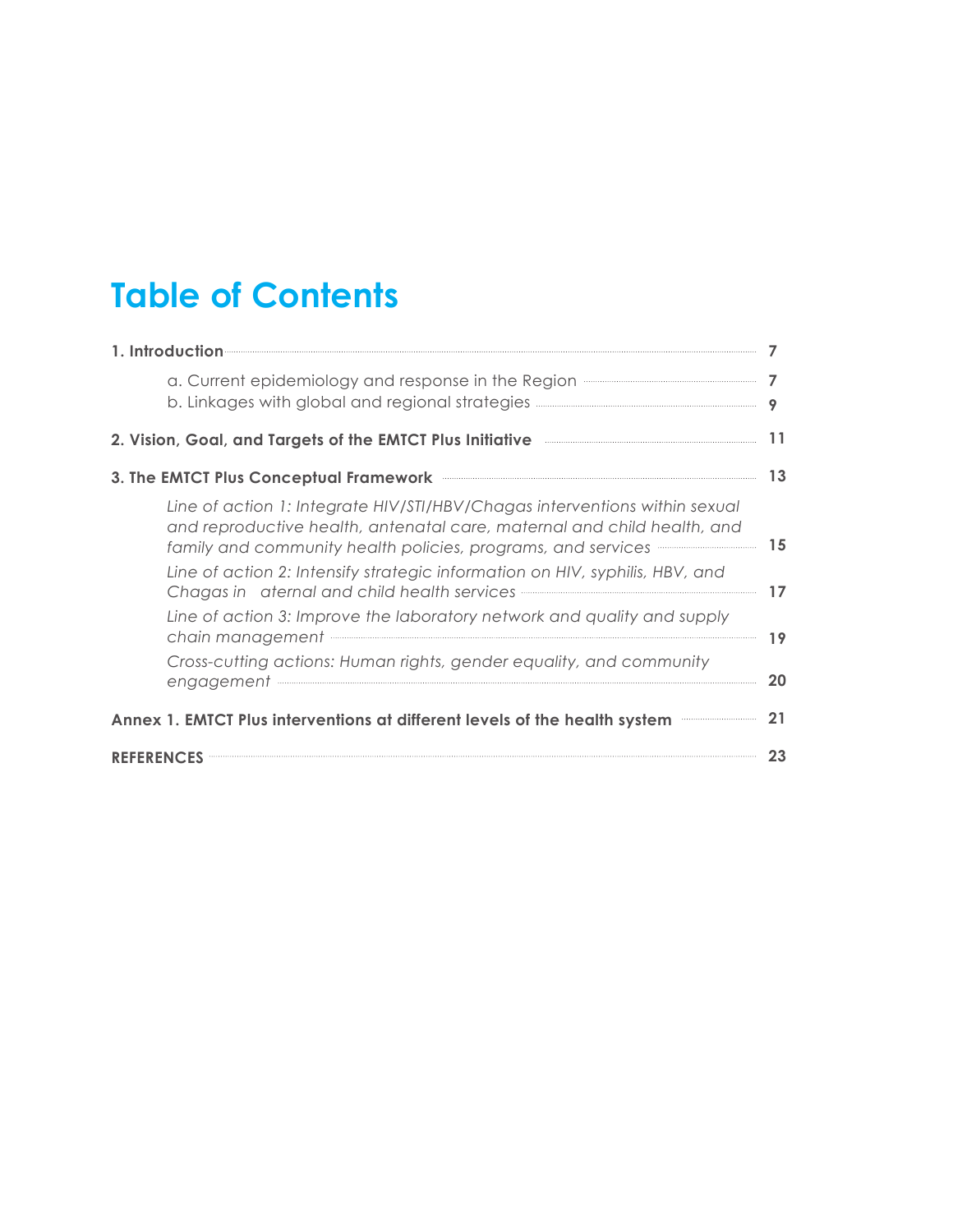# Table of Contents

**1. Introduction** ........ 7

- a. Current epidemiology and response in the Region ........ 7
- b. Linkages with global and regional strategies ........ 9

**2. Vision, Goal, and Targets of the EMTCT Plus Initiative** ........ 11

**3. The EMTCT Plus Conceptual Framework** ........ 13

- *Line of action 1: Integrate HIV/STI/HBV/Chagas interventions within sexual and reproductive health, antenatal care, maternal and child health, and family and community health policies, programs, and services* ........ 15
- *Line of action 2: Intensify strategic information on HIV, syphilis, HBV, and Chagas in aternal and child health services* ........ 17
- *Line of action 3: Improve the laboratory network and quality and supply chain management* ........ 19
- *Cross-cutting actions: Human rights, gender equality, and community engagement* ........ 20

**Annex 1. EMTCT Plus interventions at different levels of the health system** ........ 21

**REFERENCES** ........ 23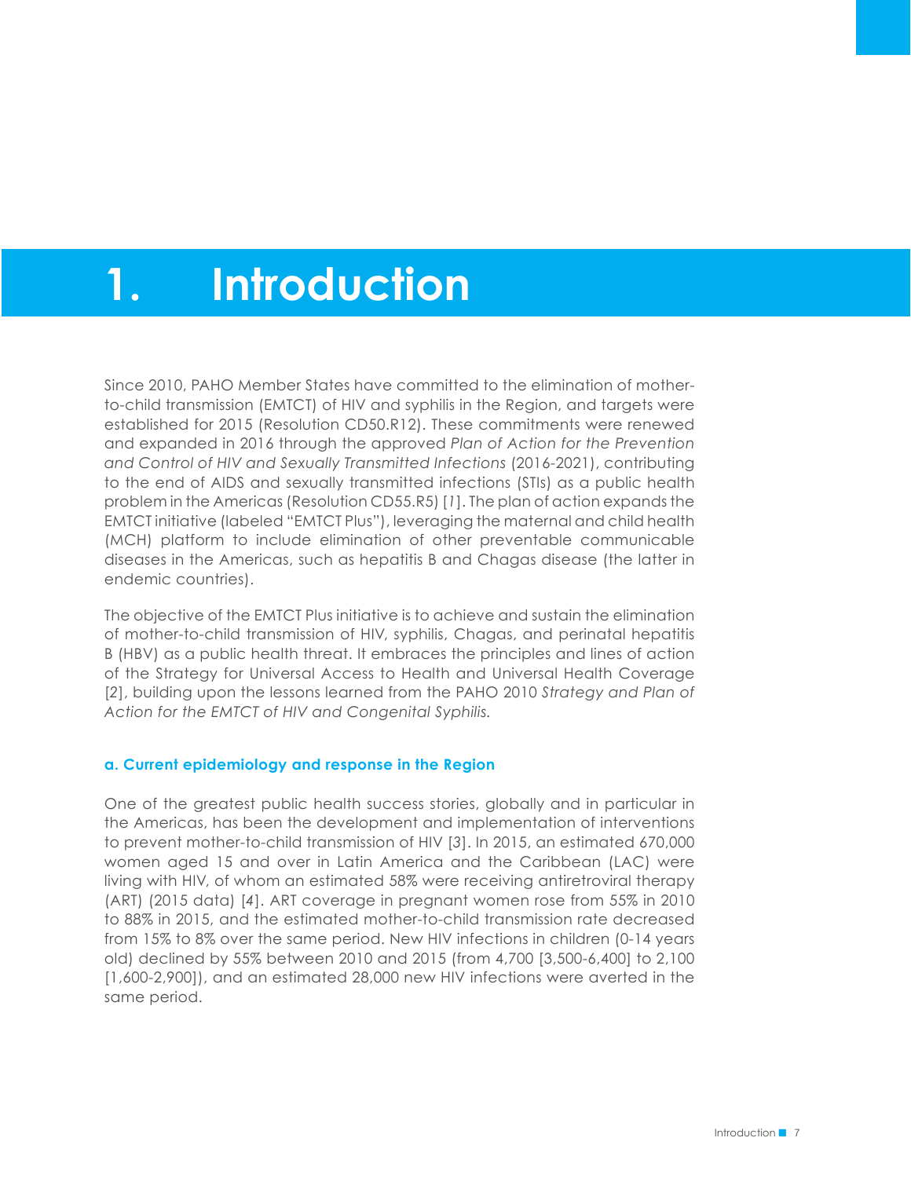# 1. Introduction

Since 2010, PAHO Member States have committed to the elimination of mother-to-child transmission (EMTCT) of HIV and syphilis in the Region, and targets were established for 2015 (Resolution CD50.R12). These commitments were renewed and expanded in 2016 through the approved *Plan of Action for the Prevention and Control of HIV and Sexually Transmitted Infections* (2016-2021), contributing to the end of AIDS and sexually transmitted infections (STIs) as a public health problem in the Americas (Resolution CD55.R5) [*1*]. The plan of action expands the EMTCT initiative (labeled "EMTCT Plus"), leveraging the maternal and child health (MCH) platform to include elimination of other preventable communicable diseases in the Americas, such as hepatitis B and Chagas disease (the latter in endemic countries).

The objective of the EMTCT Plus initiative is to achieve and sustain the elimination of mother-to-child transmission of HIV, syphilis, Chagas, and perinatal hepatitis B (HBV) as a public health threat. It embraces the principles and lines of action of the Strategy for Universal Access to Health and Universal Health Coverage [*2*], building upon the lessons learned from the PAHO 2010 *Strategy and Plan of Action for the EMTCT of HIV and Congenital Syphilis.*

### a. Current epidemiology and response in the Region

One of the greatest public health success stories, globally and in particular in the Americas, has been the development and implementation of interventions to prevent mother-to-child transmission of HIV [*3*]. In 2015, an estimated 670,000 women aged 15 and over in Latin America and the Caribbean (LAC) were living with HIV, of whom an estimated 58% were receiving antiretroviral therapy (ART) (2015 data) [*4*]. ART coverage in pregnant women rose from 55% in 2010 to 88% in 2015, and the estimated mother-to-child transmission rate decreased from 15% to 8% over the same period. New HIV infections in children (0-14 years old) declined by 55% between 2010 and 2015 (from 4,700 [3,500-6,400] to 2,100 [1,600-2,900]), and an estimated 28,000 new HIV infections were averted in the same period.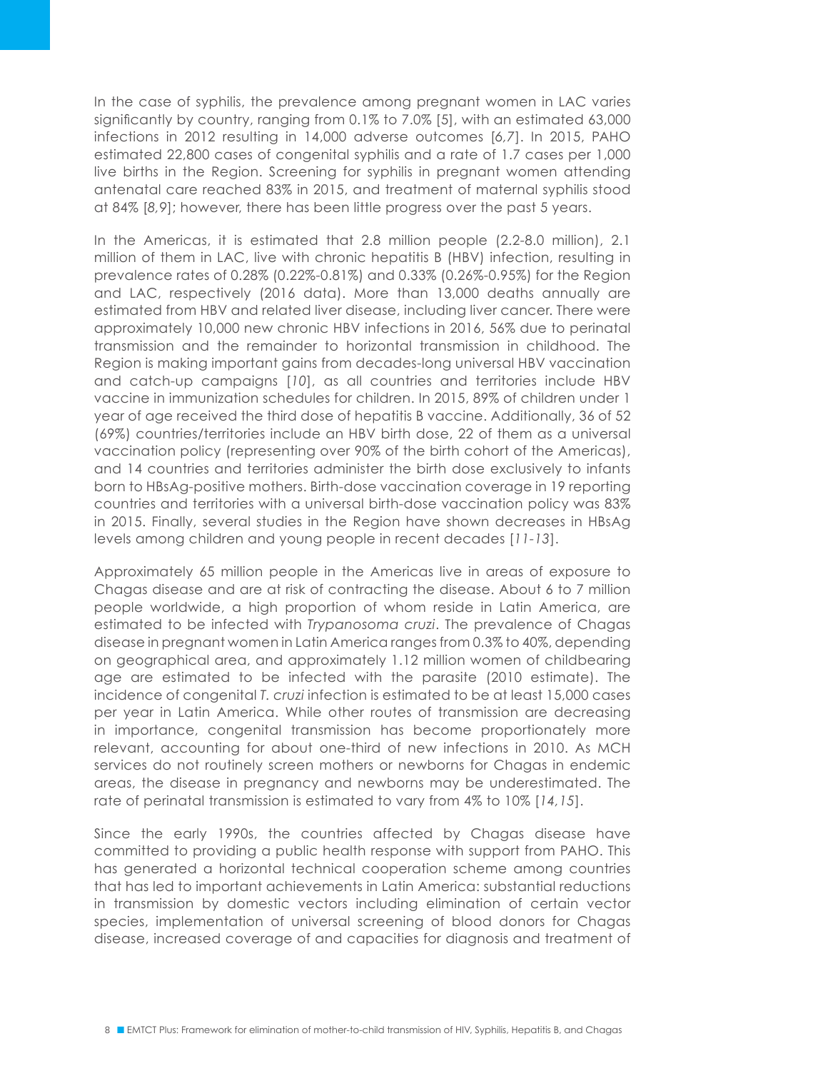In the case of syphilis, the prevalence among pregnant women in LAC varies significantly by country, ranging from 0.1% to 7.0% [5], with an estimated 63,000 infections in 2012 resulting in 14,000 adverse outcomes [*6,7*]. In 2015, PAHO estimated 22,800 cases of congenital syphilis and a rate of 1.7 cases per 1,000 live births in the Region. Screening for syphilis in pregnant women attending antenatal care reached 83% in 2015, and treatment of maternal syphilis stood at 84% [*8,9*]; however, there has been little progress over the past 5 years.

In the Americas, it is estimated that 2.8 million people (2.2-8.0 million), 2.1 million of them in LAC, live with chronic hepatitis B (HBV) infection, resulting in prevalence rates of 0.28% (0.22%-0.81%) and 0.33% (0.26%-0.95%) for the Region and LAC, respectively (2016 data). More than 13,000 deaths annually are estimated from HBV and related liver disease, including liver cancer. There were approximately 10,000 new chronic HBV infections in 2016, 56% due to perinatal transmission and the remainder to horizontal transmission in childhood. The Region is making important gains from decades-long universal HBV vaccination and catch-up campaigns [*10*], as all countries and territories include HBV vaccine in immunization schedules for children. In 2015, 89% of children under 1 year of age received the third dose of hepatitis B vaccine. Additionally, 36 of 52 (69%) countries/territories include an HBV birth dose, 22 of them as a universal vaccination policy (representing over 90% of the birth cohort of the Americas), and 14 countries and territories administer the birth dose exclusively to infants born to HBsAg-positive mothers. Birth-dose vaccination coverage in 19 reporting countries and territories with a universal birth-dose vaccination policy was 83% in 2015. Finally, several studies in the Region have shown decreases in HBsAg levels among children and young people in recent decades [*11-13*].

Approximately 65 million people in the Americas live in areas of exposure to Chagas disease and are at risk of contracting the disease. About 6 to 7 million people worldwide, a high proportion of whom reside in Latin America, are estimated to be infected with *Trypanosoma cruzi*. The prevalence of Chagas disease in pregnant women in Latin America ranges from 0.3% to 40%, depending on geographical area, and approximately 1.12 million women of childbearing age are estimated to be infected with the parasite (2010 estimate). The incidence of congenital *T. cruzi* infection is estimated to be at least 15,000 cases per year in Latin America. While other routes of transmission are decreasing in importance, congenital transmission has become proportionately more relevant, accounting for about one-third of new infections in 2010. As MCH services do not routinely screen mothers or newborns for Chagas in endemic areas, the disease in pregnancy and newborns may be underestimated. The rate of perinatal transmission is estimated to vary from 4% to 10% [*14,15*].

Since the early 1990s, the countries affected by Chagas disease have committed to providing a public health response with support from PAHO. This has generated a horizontal technical cooperation scheme among countries that has led to important achievements in Latin America: substantial reductions in transmission by domestic vectors including elimination of certain vector species, implementation of universal screening of blood donors for Chagas disease, increased coverage of and capacities for diagnosis and treatment of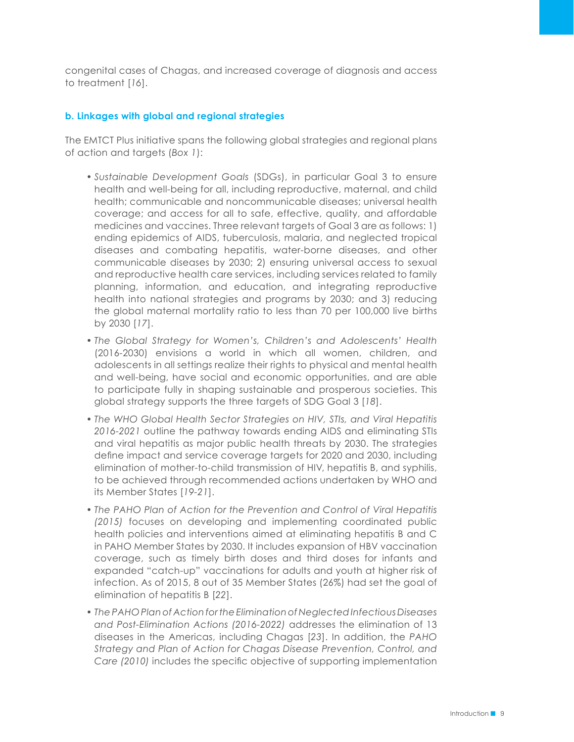congenital cases of Chagas, and increased coverage of diagnosis and access to treatment [*16*].

### b. Linkages with global and regional strategies

The EMTCT Plus initiative spans the following global strategies and regional plans of action and targets (*Box 1*):

- *Sustainable Development Goals* (SDGs), in particular Goal 3 to ensure health and well-being for all, including reproductive, maternal, and child health; communicable and noncommunicable diseases; universal health coverage; and access for all to safe, effective, quality, and affordable medicines and vaccines. Three relevant targets of Goal 3 are as follows: 1) ending epidemics of AIDS, tuberculosis, malaria, and neglected tropical diseases and combating hepatitis, water-borne diseases, and other communicable diseases by 2030; 2) ensuring universal access to sexual and reproductive health care services, including services related to family planning, information, and education, and integrating reproductive health into national strategies and programs by 2030; and 3) reducing the global maternal mortality ratio to less than 70 per 100,000 live births by 2030 [*17*].
- *The Global Strategy for Women's, Children's and Adolescents' Health* (2016-2030) envisions a world in which all women, children, and adolescents in all settings realize their rights to physical and mental health and well-being, have social and economic opportunities, and are able to participate fully in shaping sustainable and prosperous societies. This global strategy supports the three targets of SDG Goal 3 [*18*].
- *The WHO Global Health Sector Strategies on HIV, STIs, and Viral Hepatitis 2016-2021* outline the pathway towards ending AIDS and eliminating STIs and viral hepatitis as major public health threats by 2030. The strategies define impact and service coverage targets for 2020 and 2030, including elimination of mother-to-child transmission of HIV, hepatitis B, and syphilis, to be achieved through recommended actions undertaken by WHO and its Member States [*19-21*].
- *The PAHO Plan of Action for the Prevention and Control of Viral Hepatitis (2015)* focuses on developing and implementing coordinated public health policies and interventions aimed at eliminating hepatitis B and C in PAHO Member States by 2030. It includes expansion of HBV vaccination coverage, such as timely birth doses and third doses for infants and expanded "catch-up" vaccinations for adults and youth at higher risk of infection. As of 2015, 8 out of 35 Member States (26%) had set the goal of elimination of hepatitis B [22].
- *The PAHO Plan of Action for the Elimination of Neglected Infectious Diseases and Post-Elimination Actions (2016-2022)* addresses the elimination of 13 diseases in the Americas, including Chagas [*23*]. In addition, the *PAHO Strategy and Plan of Action for Chagas Disease Prevention, Control, and Care (2010)* includes the specific objective of supporting implementation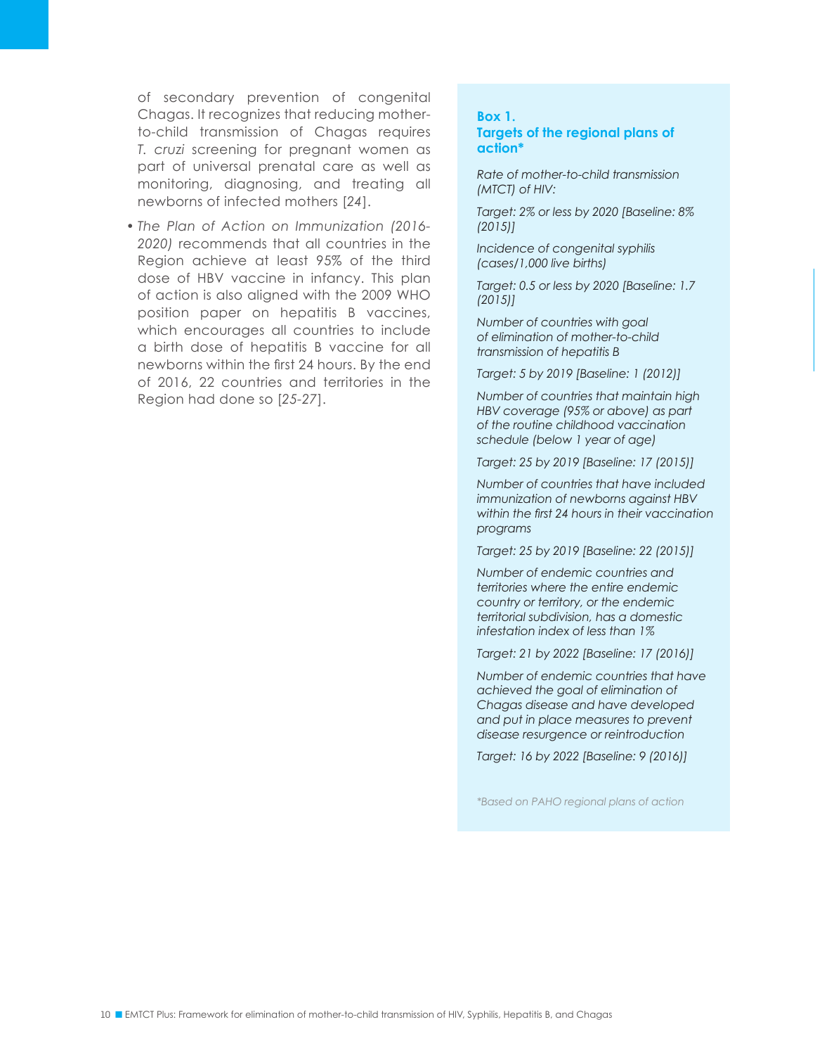of secondary prevention of congenital Chagas. It recognizes that reducing mother-to-child transmission of Chagas requires *T. cruzi* screening for pregnant women as part of universal prenatal care as well as monitoring, diagnosing, and treating all newborns of infected mothers [24].

- *The Plan of Action on Immunization (2016-2020)* recommends that all countries in the Region achieve at least 95% of the third dose of HBV vaccine in infancy. This plan of action is also aligned with the 2009 WHO position paper on hepatitis B vaccines, which encourages all countries to include a birth dose of hepatitis B vaccine for all newborns within the first 24 hours. By the end of 2016, 22 countries and territories in the Region had done so [25-27].

### Box 1. Targets of the regional plans of action*

*Rate of mother-to-child transmission (MTCT) of HIV:*

*Target: 2% or less by 2020 [Baseline: 8% (2015)]*

*Incidence of congenital syphilis (cases/1,000 live births)*

*Target: 0.5 or less by 2020 [Baseline: 1.7 (2015)]*

*Number of countries with goal of elimination of mother-to-child transmission of hepatitis B*

*Target: 5 by 2019 [Baseline: 1 (2012)]*

*Number of countries that maintain high HBV coverage (95% or above) as part of the routine childhood vaccination schedule (below 1 year of age)*

*Target: 25 by 2019 [Baseline: 17 (2015)]*

*Number of countries that have included immunization of newborns against HBV within the first 24 hours in their vaccination programs*

*Target: 25 by 2019 [Baseline: 22 (2015)]*

*Number of endemic countries and territories where the entire endemic country or territory, or the endemic territorial subdivision, has a domestic infestation index of less than 1%*

*Target: 21 by 2022 [Baseline: 17 (2016)]*

*Number of endemic countries that have achieved the goal of elimination of Chagas disease and have developed and put in place measures to prevent disease resurgence or reintroduction*

*Target: 16 by 2022 [Baseline: 9 (2016)]*

*Based on PAHO regional plans of action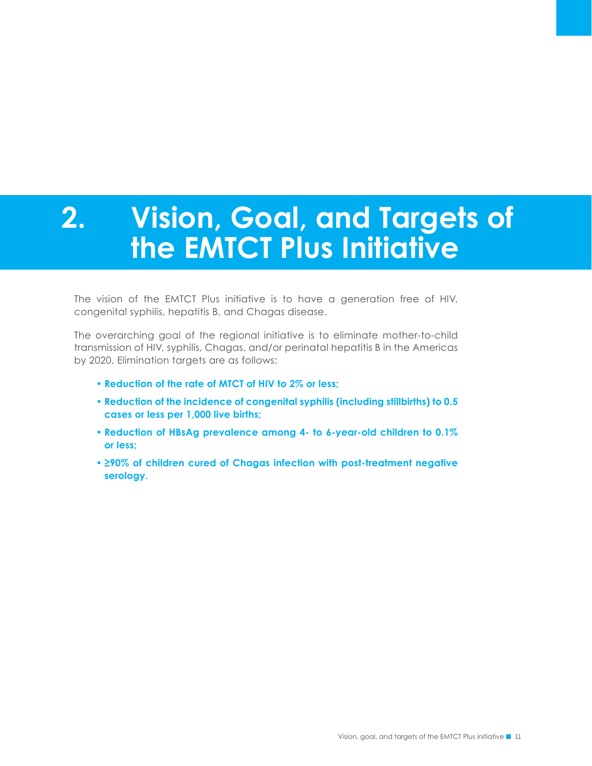# 2. Vision, Goal, and Targets of the EMTCT Plus Initiative

The vision of the EMTCT Plus initiative is to have a generation free of HIV, congenital syphilis, hepatitis B, and Chagas disease.

The overarching goal of the regional initiative is to eliminate mother-to-child transmission of HIV, syphilis, Chagas, and/or perinatal hepatitis B in the Americas by 2020. Elimination targets are as follows:

- **Reduction of the rate of MTCT of HIV to 2% or less;**
- **Reduction of the incidence of congenital syphilis (including stillbirths) to 0.5 cases or less per 1,000 live births;**
- **Reduction of HBsAg prevalence among 4- to 6-year-old children to 0.1% or less;**
- **≥90% of children cured of Chagas infection with post-treatment negative serology.**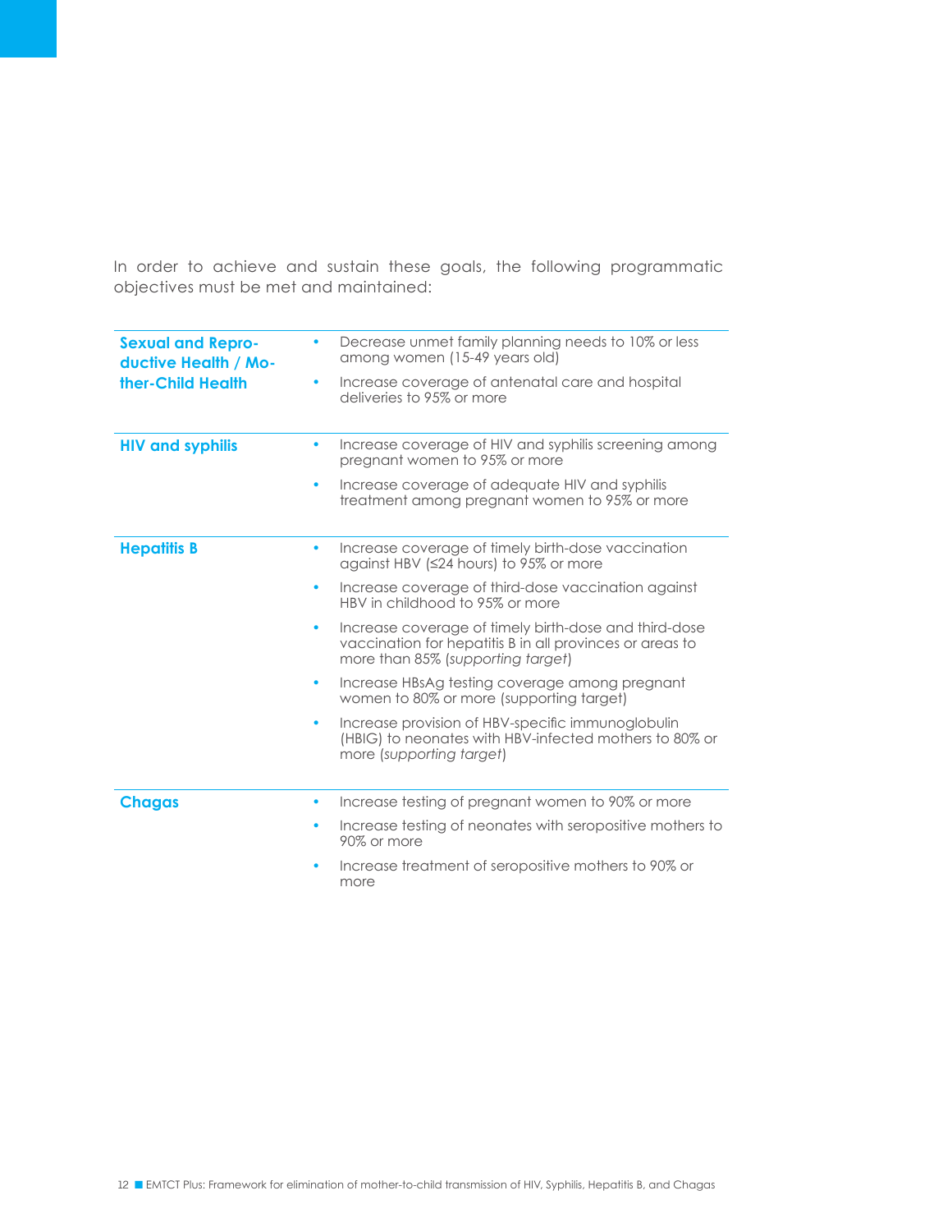In order to achieve and sustain these goals, the following programmatic objectives must be met and maintained:

| | |
|---|---|
| **Sexual and Reproductive Health / Mother-Child Health** | • Decrease unmet family planning needs to 10% or less among women (15-49 years old)<br>• Increase coverage of antenatal care and hospital deliveries to 95% or more |
| **HIV and syphilis** | • Increase coverage of HIV and syphilis screening among pregnant women to 95% or more<br>• Increase coverage of adequate HIV and syphilis treatment among pregnant women to 95% or more |
| **Hepatitis B** | • Increase coverage of timely birth-dose vaccination against HBV (≤24 hours) to 95% or more<br>• Increase coverage of third-dose vaccination against HBV in childhood to 95% or more<br>• Increase coverage of timely birth-dose and third-dose vaccination for hepatitis B in all provinces or areas to more than 85% (*supporting target*)<br>• Increase HBsAg testing coverage among pregnant women to 80% or more (supporting target)<br>• Increase provision of HBV-specific immunoglobulin (HBIG) to neonates with HBV-infected mothers to 80% or more (*supporting target*) |
| **Chagas** | • Increase testing of pregnant women to 90% or more<br>• Increase testing of neonates with seropositive mothers to 90% or more<br>• Increase treatment of seropositive mothers to 90% or more |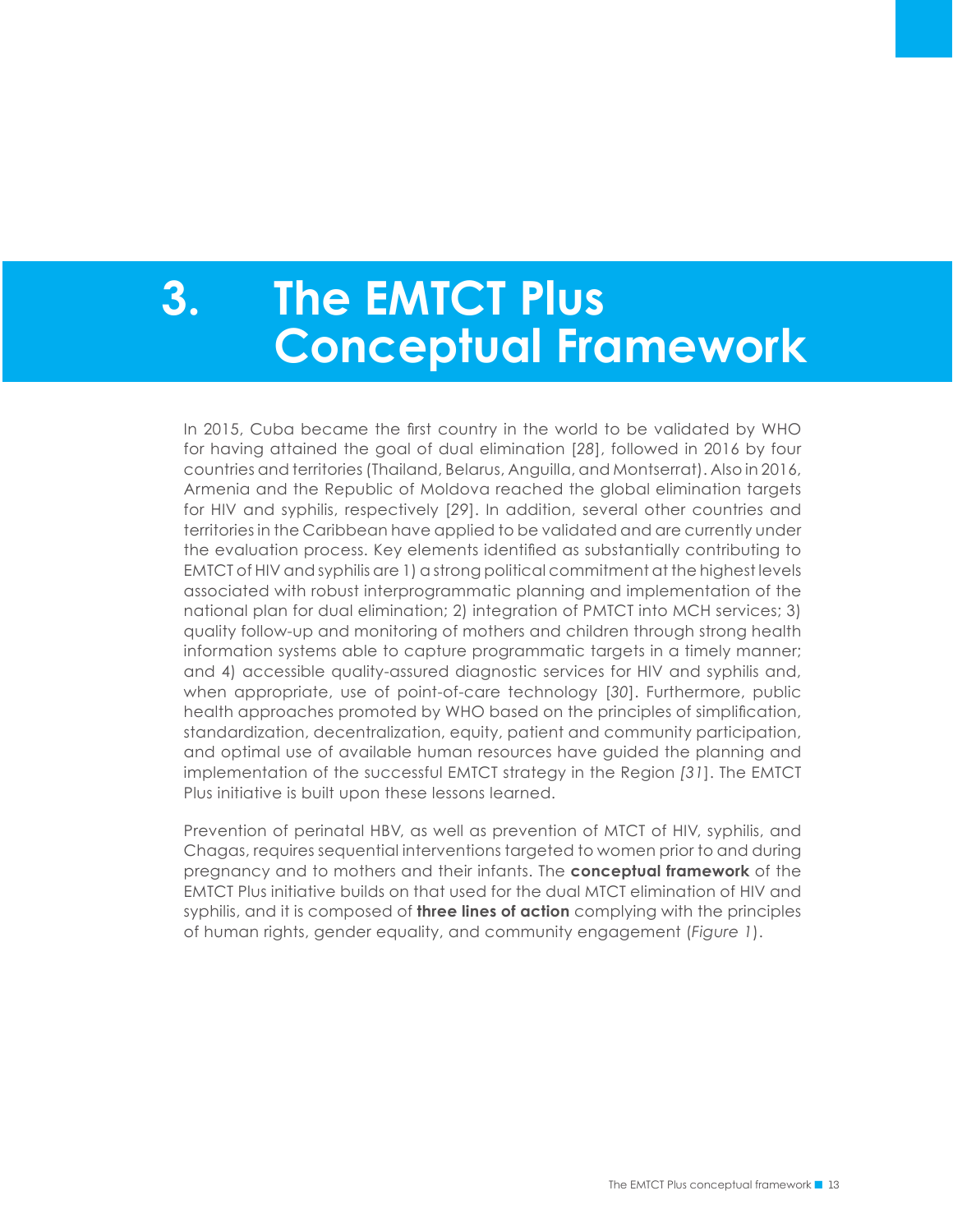# 3. The EMTCT Plus Conceptual Framework

In 2015, Cuba became the first country in the world to be validated by WHO for having attained the goal of dual elimination [*28*], followed in 2016 by four countries and territories (Thailand, Belarus, Anguilla, and Montserrat). Also in 2016, Armenia and the Republic of Moldova reached the global elimination targets for HIV and syphilis, respectively [29]. In addition, several other countries and territories in the Caribbean have applied to be validated and are currently under the evaluation process. Key elements identified as substantially contributing to EMTCT of HIV and syphilis are 1) a strong political commitment at the highest levels associated with robust interprogrammatic planning and implementation of the national plan for dual elimination; 2) integration of PMTCT into MCH services; 3) quality follow-up and monitoring of mothers and children through strong health information systems able to capture programmatic targets in a timely manner; and 4) accessible quality-assured diagnostic services for HIV and syphilis and, when appropriate, use of point-of-care technology [*30*]. Furthermore, public health approaches promoted by WHO based on the principles of simplification, standardization, decentralization, equity, patient and community participation, and optimal use of available human resources have guided the planning and implementation of the successful EMTCT strategy in the Region *[31*]. The EMTCT Plus initiative is built upon these lessons learned.

Prevention of perinatal HBV, as well as prevention of MTCT of HIV, syphilis, and Chagas, requires sequential interventions targeted to women prior to and during pregnancy and to mothers and their infants. The **conceptual framework** of the EMTCT Plus initiative builds on that used for the dual MTCT elimination of HIV and syphilis, and it is composed of **three lines of action** complying with the principles of human rights, gender equality, and community engagement (*Figure 1*).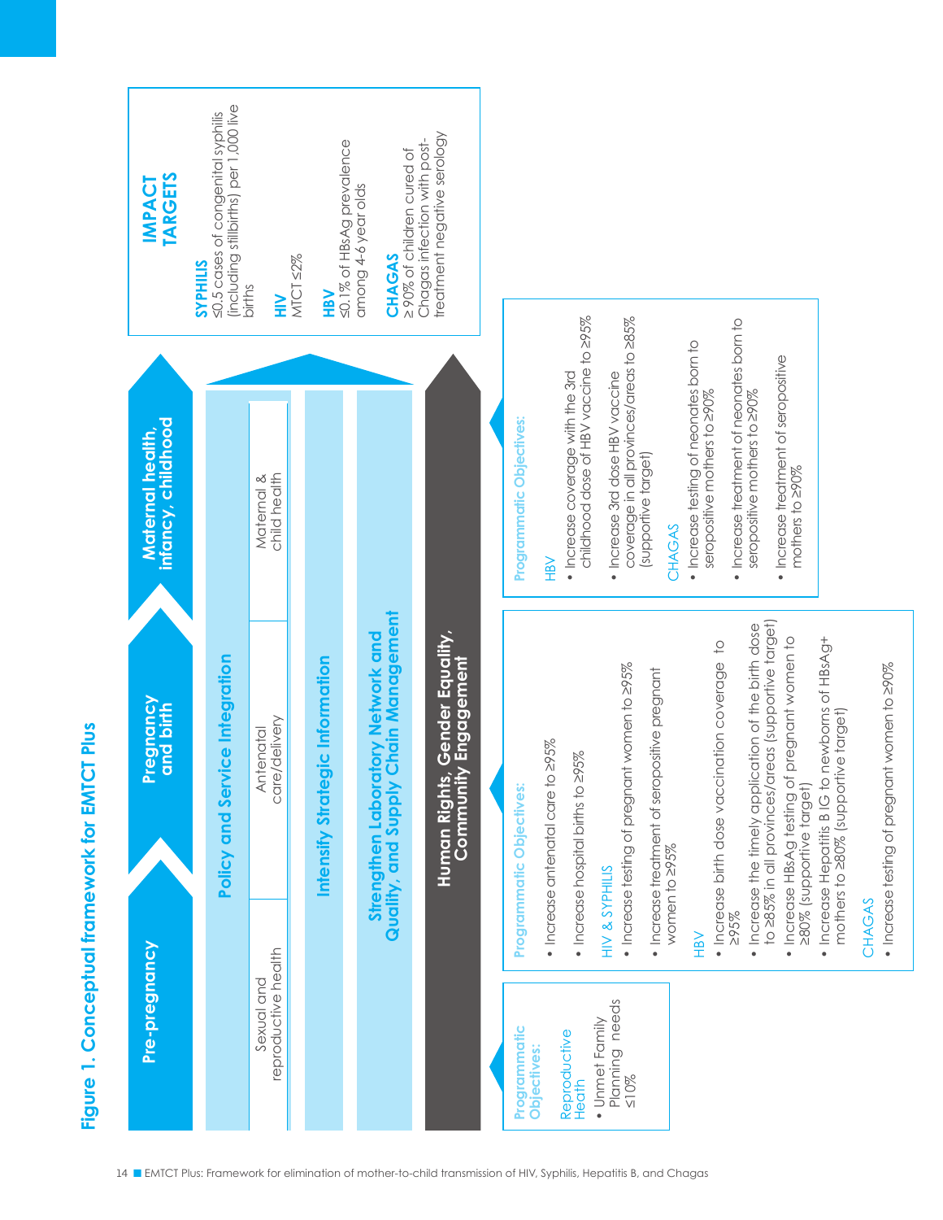# Figure 1. Conceptual framework for EMTCT Plus

**Pre-pregnancy** → **Pregnancy and birth** → **Maternal health, infancy, childhood**

| Sexual and reproductive health | Antenatal care/delivery | Maternal & child health |
|---|---|---|

**Policy and Service Integration**

**Intensify Strategic Information**

**Strengthen Laboratory Network and Quality, and Supply Chain Management**

**Human Rights, Gender Equality, Community Engagement**

## IMPACT TARGETS

**SYPHILIS**
≤0.5 cases of congenital syphilis (including stillbirths) per 1,000 live births

**HIV**
MTCT ≤2%

**HBV**
≤0.1% of HBsAg prevalence among 4-6 year olds

**CHAGAS**
≥ 90% of children cured of Chagas infection with post-treatment negative serology

## Programmatic Objectives: (Pre-pregnancy)

Reproductive Heath

- Unmet Family Planning needs ≤10%

## Programmatic Objectives: (Pregnancy and birth)

- Increase antenatal care to ≥95%
- Increase hospital births to ≥95%

HIV & SYPHILIS

- Increase testing of pregnant women to ≥95%
- Increase treatment of seropositive pregnant women to ≥95%

HBV

- Increase birth dose vaccination coverage to ≥95%
- Increase the timely application of the birth dose to ≥85% in all provinces/areas (supportive target)
- Increase HBsAg testing of pregnant women to ≥80% (supportive target)
- Increase Hepatitis B IG to newborns of HBsAg+ mothers to ≥80% (supportive target)

CHAGAS

- Increase testing of pregnant women to ≥90%

## Programmatic Objectives: (Maternal health, infancy, childhood)

HBV

- Increase coverage with the 3rd childhood dose of HBV vaccine to ≥95%
- Increase 3rd dose HBV vaccine coverage in all provinces/areas to ≥85% (supportive target)

CHAGAS

- Increase testing of neonates born to seropositive mothers to ≥90%
- Increase treatment of neonates born to seropositive mothers to ≥90%
- Increase treatment of seropositive mothers to ≥90%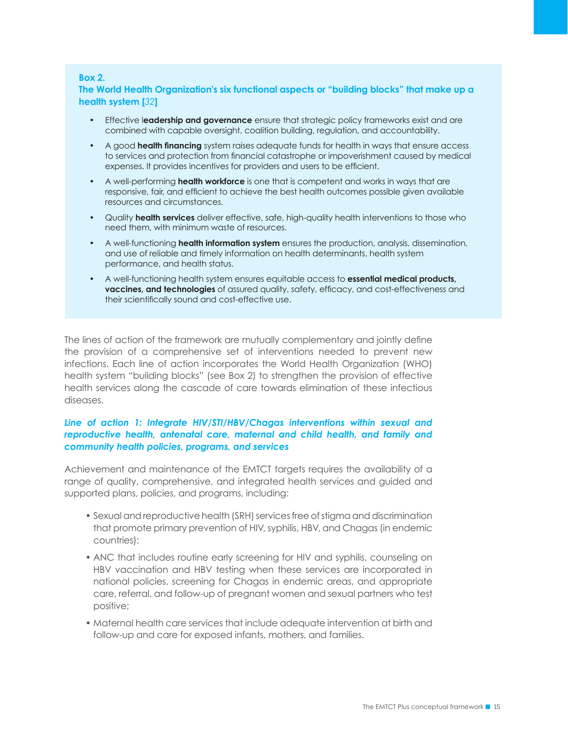**Box 2.**
**The World Health Organization's six functional aspects or "building blocks" that make up a health system [*32*]**

- Effective l**eadership and governance** ensure that strategic policy frameworks exist and are combined with capable oversight, coalition building, regulation, and accountability.
- A good **health financing** system raises adequate funds for health in ways that ensure access to services and protection from financial catastrophe or impoverishment caused by medical expenses. It provides incentives for providers and users to be efficient.
- A well-performing **health workforce** is one that is competent and works in ways that are responsive, fair, and efficient to achieve the best health outcomes possible given available resources and circumstances.
- Quality **health services** deliver effective, safe, high-quality health interventions to those who need them, with minimum waste of resources.
- A well-functioning **health information system** ensures the production, analysis, dissemination, and use of reliable and timely information on health determinants, health system performance, and health status.
- A well-functioning health system ensures equitable access to **essential medical products, vaccines, and technologies** of assured quality, safety, efficacy, and cost-effectiveness and their scientifically sound and cost-effective use.

The lines of action of the framework are mutually complementary and jointly define the provision of a comprehensive set of interventions needed to prevent new infections. Each line of action incorporates the World Health Organization (WHO) health system "building blocks" (see Box 2) to strengthen the provision of effective health services along the cascade of care towards elimination of these infectious diseases.

### *Line of action 1: Integrate HIV/STI/HBV/Chagas interventions within sexual and reproductive health, antenatal care, maternal and child health, and family and community health policies, programs, and services*

Achievement and maintenance of the EMTCT targets requires the availability of a range of quality, comprehensive, and integrated health services and guided and supported plans, policies, and programs, including:

- Sexual and reproductive health (SRH) services free of stigma and discrimination that promote primary prevention of HIV, syphilis, HBV, and Chagas (in endemic countries);
- ANC that includes routine early screening for HIV and syphilis, counseling on HBV vaccination and HBV testing when these services are incorporated in national policies, screening for Chagas in endemic areas, and appropriate care, referral, and follow-up of pregnant women and sexual partners who test positive;
- Maternal health care services that include adequate intervention at birth and follow-up and care for exposed infants, mothers, and families.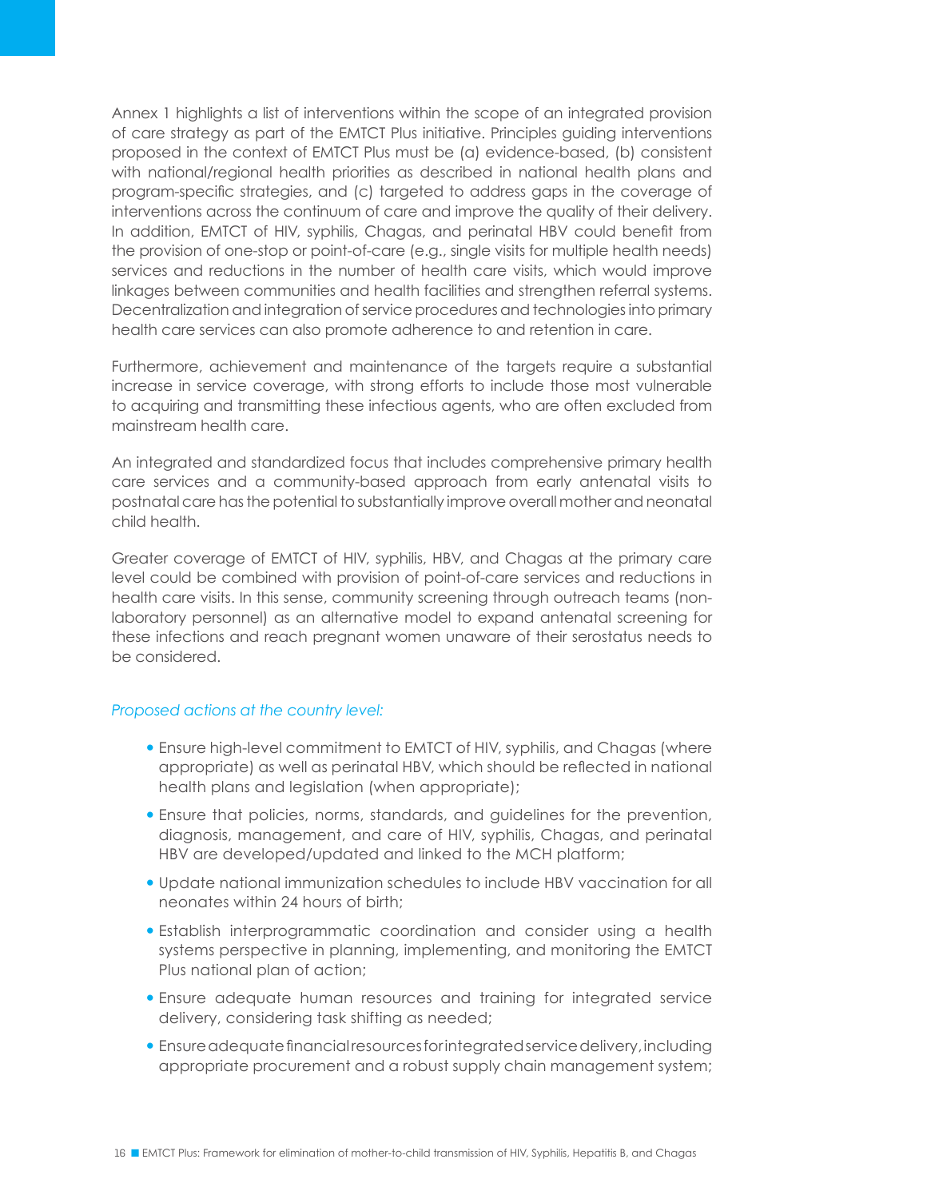Annex 1 highlights a list of interventions within the scope of an integrated provision of care strategy as part of the EMTCT Plus initiative. Principles guiding interventions proposed in the context of EMTCT Plus must be (a) evidence-based, (b) consistent with national/regional health priorities as described in national health plans and program-specific strategies, and (c) targeted to address gaps in the coverage of interventions across the continuum of care and improve the quality of their delivery. In addition, EMTCT of HIV, syphilis, Chagas, and perinatal HBV could benefit from the provision of one-stop or point-of-care (e.g., single visits for multiple health needs) services and reductions in the number of health care visits, which would improve linkages between communities and health facilities and strengthen referral systems. Decentralization and integration of service procedures and technologies into primary health care services can also promote adherence to and retention in care.

Furthermore, achievement and maintenance of the targets require a substantial increase in service coverage, with strong efforts to include those most vulnerable to acquiring and transmitting these infectious agents, who are often excluded from mainstream health care.

An integrated and standardized focus that includes comprehensive primary health care services and a community-based approach from early antenatal visits to postnatal care has the potential to substantially improve overall mother and neonatal child health.

Greater coverage of EMTCT of HIV, syphilis, HBV, and Chagas at the primary care level could be combined with provision of point-of-care services and reductions in health care visits. In this sense, community screening through outreach teams (non-laboratory personnel) as an alternative model to expand antenatal screening for these infections and reach pregnant women unaware of their serostatus needs to be considered.

*Proposed actions at the country level:*

- Ensure high-level commitment to EMTCT of HIV, syphilis, and Chagas (where appropriate) as well as perinatal HBV, which should be reflected in national health plans and legislation (when appropriate);
- Ensure that policies, norms, standards, and guidelines for the prevention, diagnosis, management, and care of HIV, syphilis, Chagas, and perinatal HBV are developed/updated and linked to the MCH platform;
- Update national immunization schedules to include HBV vaccination for all neonates within 24 hours of birth;
- Establish interprogrammatic coordination and consider using a health systems perspective in planning, implementing, and monitoring the EMTCT Plus national plan of action;
- Ensure adequate human resources and training for integrated service delivery, considering task shifting as needed;
- Ensure adequate financial resources for integrated service delivery, including appropriate procurement and a robust supply chain management system;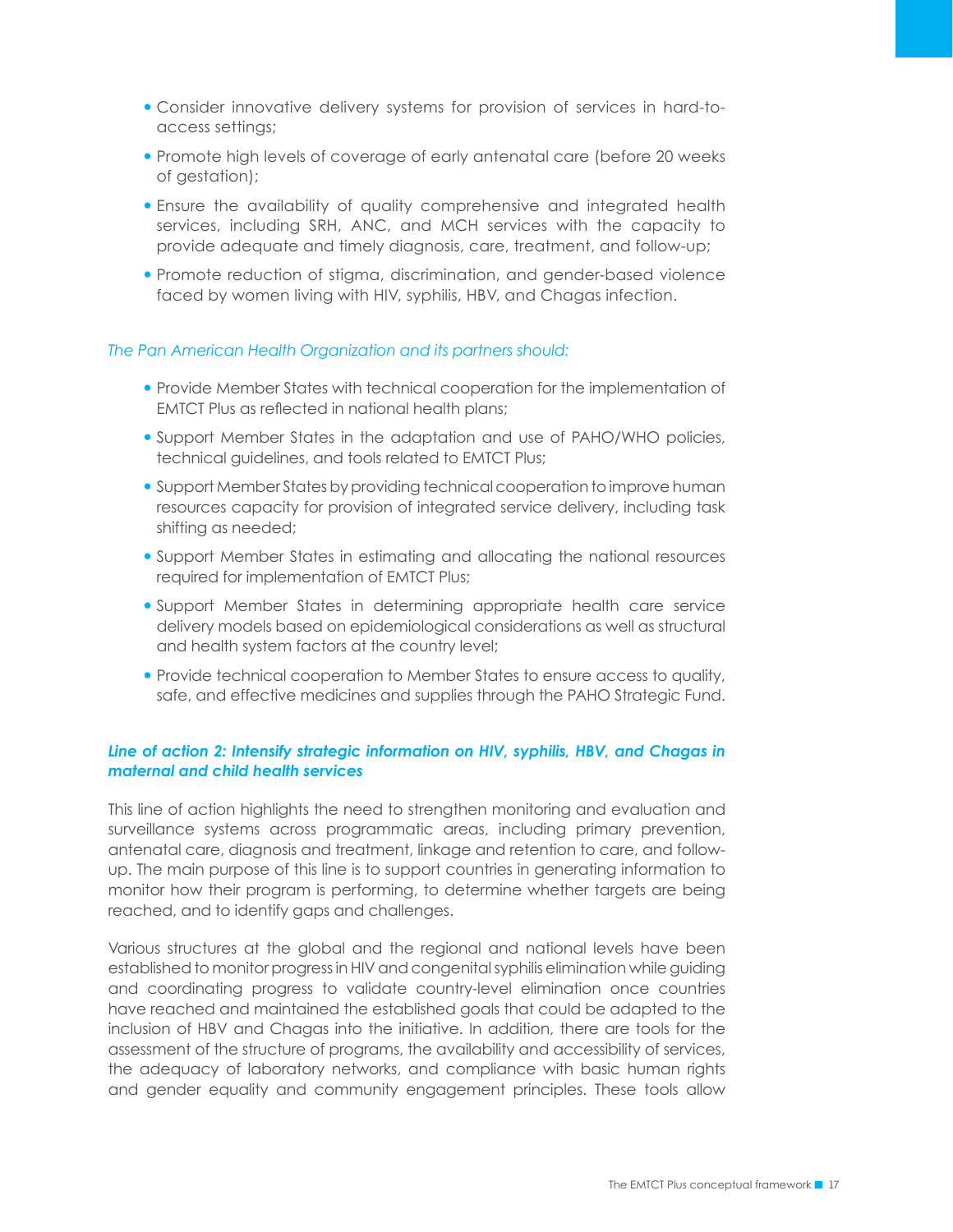- Consider innovative delivery systems for provision of services in hard-to-access settings;
- Promote high levels of coverage of early antenatal care (before 20 weeks of gestation);
- Ensure the availability of quality comprehensive and integrated health services, including SRH, ANC, and MCH services with the capacity to provide adequate and timely diagnosis, care, treatment, and follow-up;
- Promote reduction of stigma, discrimination, and gender-based violence faced by women living with HIV, syphilis, HBV, and Chagas infection.

*The Pan American Health Organization and its partners should:*

- Provide Member States with technical cooperation for the implementation of EMTCT Plus as reflected in national health plans;
- Support Member States in the adaptation and use of PAHO/WHO policies, technical guidelines, and tools related to EMTCT Plus;
- Support Member States by providing technical cooperation to improve human resources capacity for provision of integrated service delivery, including task shifting as needed;
- Support Member States in estimating and allocating the national resources required for implementation of EMTCT Plus;
- Support Member States in determining appropriate health care service delivery models based on epidemiological considerations as well as structural and health system factors at the country level;
- Provide technical cooperation to Member States to ensure access to quality, safe, and effective medicines and supplies through the PAHO Strategic Fund.

***Line of action 2: Intensify strategic information on HIV, syphilis, HBV, and Chagas in maternal and child health services***

This line of action highlights the need to strengthen monitoring and evaluation and surveillance systems across programmatic areas, including primary prevention, antenatal care, diagnosis and treatment, linkage and retention to care, and follow-up. The main purpose of this line is to support countries in generating information to monitor how their program is performing, to determine whether targets are being reached, and to identify gaps and challenges.

Various structures at the global and the regional and national levels have been established to monitor progress in HIV and congenital syphilis elimination while guiding and coordinating progress to validate country-level elimination once countries have reached and maintained the established goals that could be adapted to the inclusion of HBV and Chagas into the initiative. In addition, there are tools for the assessment of the structure of programs, the availability and accessibility of services, the adequacy of laboratory networks, and compliance with basic human rights and gender equality and community engagement principles. These tools allow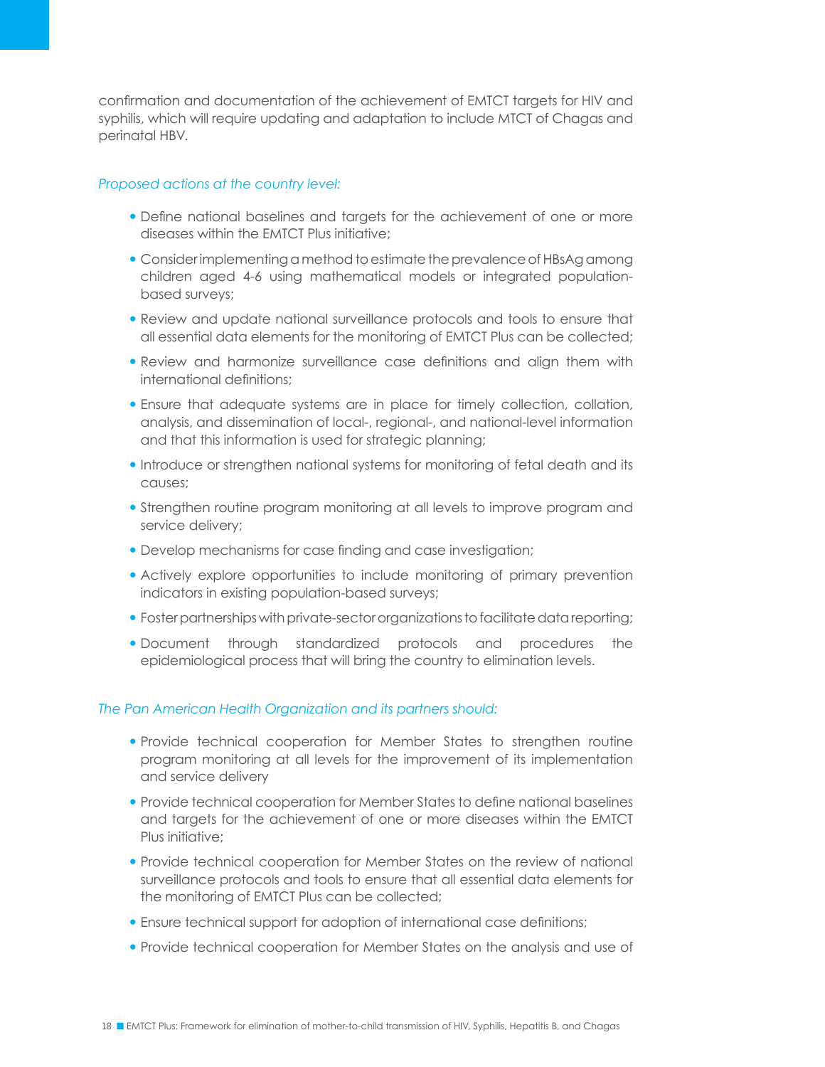confirmation and documentation of the achievement of EMTCT targets for HIV and syphilis, which will require updating and adaptation to include MTCT of Chagas and perinatal HBV.

*Proposed actions at the country level:*

- Define national baselines and targets for the achievement of one or more diseases within the EMTCT Plus initiative;
- Consider implementing a method to estimate the prevalence of HBsAg among children aged 4-6 using mathematical models or integrated population-based surveys;
- Review and update national surveillance protocols and tools to ensure that all essential data elements for the monitoring of EMTCT Plus can be collected;
- Review and harmonize surveillance case definitions and align them with international definitions;
- Ensure that adequate systems are in place for timely collection, collation, analysis, and dissemination of local-, regional-, and national-level information and that this information is used for strategic planning;
- Introduce or strengthen national systems for monitoring of fetal death and its causes;
- Strengthen routine program monitoring at all levels to improve program and service delivery;
- Develop mechanisms for case finding and case investigation;
- Actively explore opportunities to include monitoring of primary prevention indicators in existing population-based surveys;
- Foster partnerships with private-sector organizations to facilitate data reporting;
- Document through standardized protocols and procedures the epidemiological process that will bring the country to elimination levels.

*The Pan American Health Organization and its partners should:*

- Provide technical cooperation for Member States to strengthen routine program monitoring at all levels for the improvement of its implementation and service delivery
- Provide technical cooperation for Member States to define national baselines and targets for the achievement of one or more diseases within the EMTCT Plus initiative;
- Provide technical cooperation for Member States on the review of national surveillance protocols and tools to ensure that all essential data elements for the monitoring of EMTCT Plus can be collected;
- Ensure technical support for adoption of international case definitions;
- Provide technical cooperation for Member States on the analysis and use of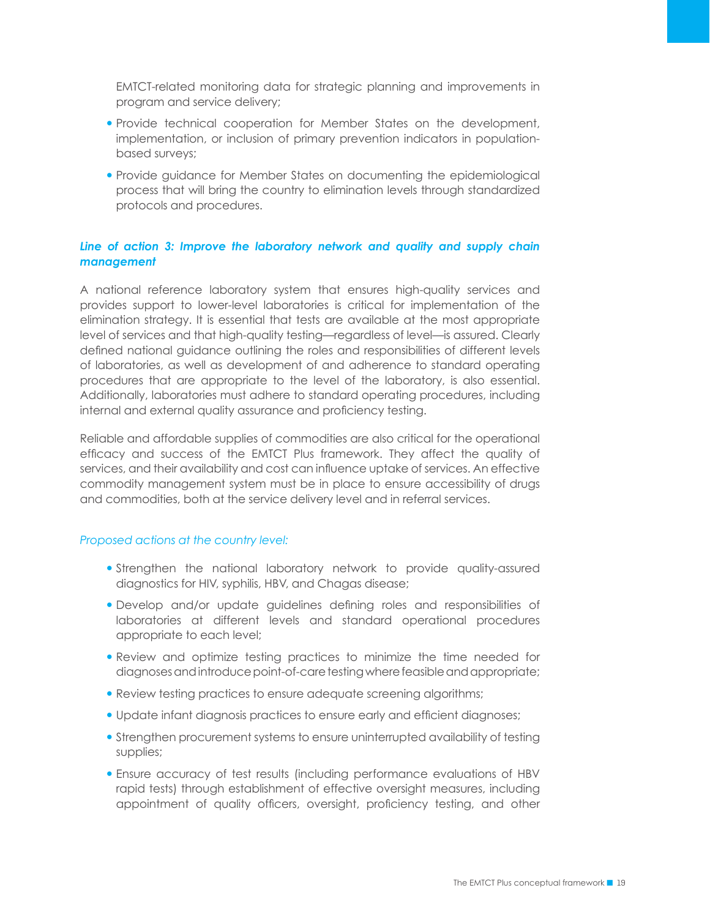EMTCT-related monitoring data for strategic planning and improvements in program and service delivery;

- Provide technical cooperation for Member States on the development, implementation, or inclusion of primary prevention indicators in population-based surveys;
- Provide guidance for Member States on documenting the epidemiological process that will bring the country to elimination levels through standardized protocols and procedures.

### *Line of action 3: Improve the laboratory network and quality and supply chain management*

A national reference laboratory system that ensures high-quality services and provides support to lower-level laboratories is critical for implementation of the elimination strategy. It is essential that tests are available at the most appropriate level of services and that high-quality testing—regardless of level—is assured. Clearly defined national guidance outlining the roles and responsibilities of different levels of laboratories, as well as development of and adherence to standard operating procedures that are appropriate to the level of the laboratory, is also essential. Additionally, laboratories must adhere to standard operating procedures, including internal and external quality assurance and proficiency testing.

Reliable and affordable supplies of commodities are also critical for the operational efficacy and success of the EMTCT Plus framework. They affect the quality of services, and their availability and cost can influence uptake of services. An effective commodity management system must be in place to ensure accessibility of drugs and commodities, both at the service delivery level and in referral services.

*Proposed actions at the country level:*

- Strengthen the national laboratory network to provide quality-assured diagnostics for HIV, syphilis, HBV, and Chagas disease;
- Develop and/or update guidelines defining roles and responsibilities of laboratories at different levels and standard operational procedures appropriate to each level;
- Review and optimize testing practices to minimize the time needed for diagnoses and introduce point-of-care testing where feasible and appropriate;
- Review testing practices to ensure adequate screening algorithms;
- Update infant diagnosis practices to ensure early and efficient diagnoses;
- Strengthen procurement systems to ensure uninterrupted availability of testing supplies;
- Ensure accuracy of test results (including performance evaluations of HBV rapid tests) through establishment of effective oversight measures, including appointment of quality officers, oversight, proficiency testing, and other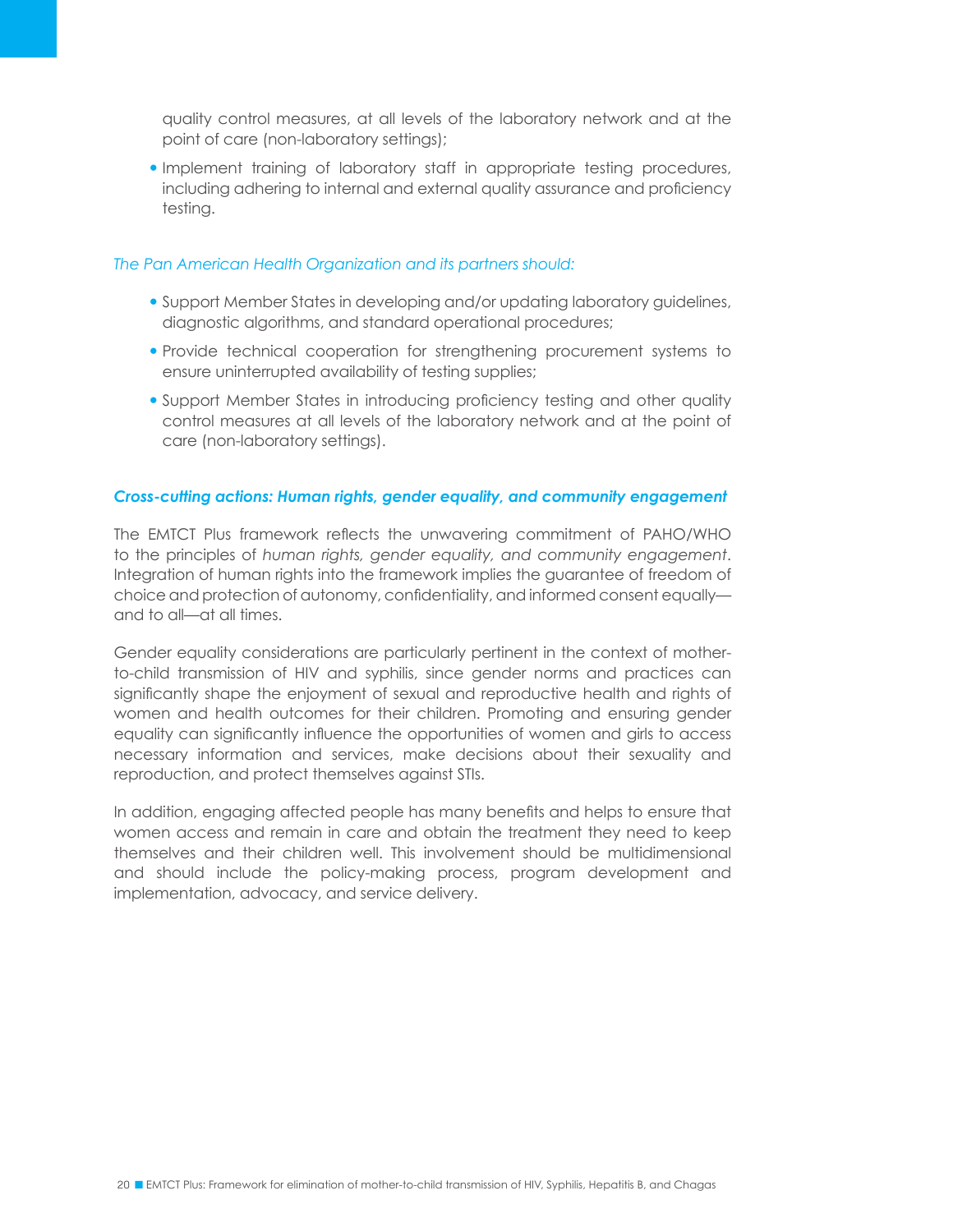quality control measures, at all levels of the laboratory network and at the point of care (non-laboratory settings);

- Implement training of laboratory staff in appropriate testing procedures, including adhering to internal and external quality assurance and proficiency testing.

*The Pan American Health Organization and its partners should:*

- Support Member States in developing and/or updating laboratory guidelines, diagnostic algorithms, and standard operational procedures;
- Provide technical cooperation for strengthening procurement systems to ensure uninterrupted availability of testing supplies;
- Support Member States in introducing proficiency testing and other quality control measures at all levels of the laboratory network and at the point of care (non-laboratory settings).

### *Cross-cutting actions: Human rights, gender equality, and community engagement*

The EMTCT Plus framework reflects the unwavering commitment of PAHO/WHO to the principles of *human rights, gender equality, and community engagement*. Integration of human rights into the framework implies the guarantee of freedom of choice and protection of autonomy, confidentiality, and informed consent equally—and to all—at all times.

Gender equality considerations are particularly pertinent in the context of mother-to-child transmission of HIV and syphilis, since gender norms and practices can significantly shape the enjoyment of sexual and reproductive health and rights of women and health outcomes for their children. Promoting and ensuring gender equality can significantly influence the opportunities of women and girls to access necessary information and services, make decisions about their sexuality and reproduction, and protect themselves against STIs.

In addition, engaging affected people has many benefits and helps to ensure that women access and remain in care and obtain the treatment they need to keep themselves and their children well. This involvement should be multidimensional and should include the policy-making process, program development and implementation, advocacy, and service delivery.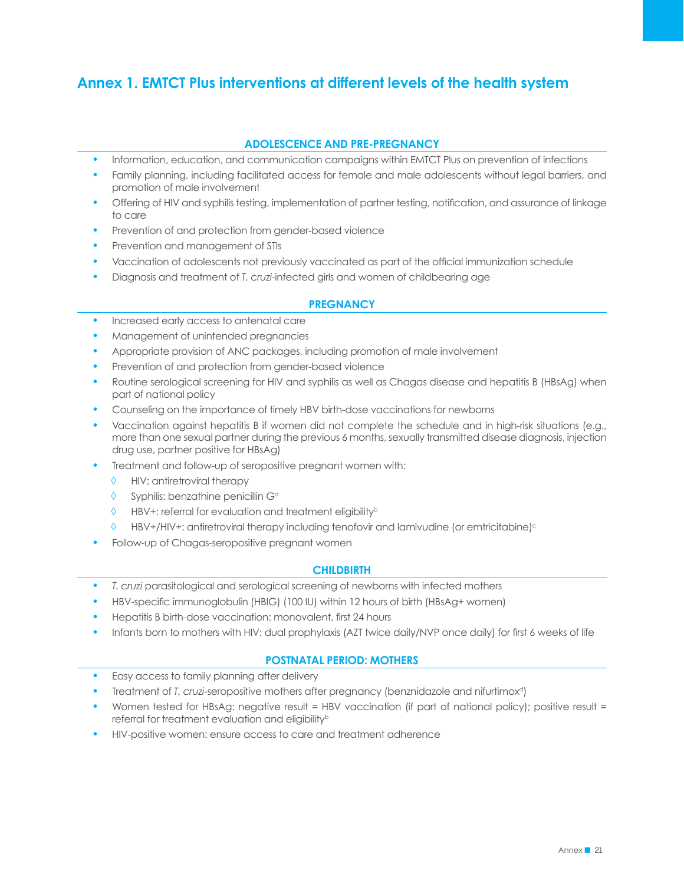# Annex 1. EMTCT Plus interventions at different levels of the health system

## ADOLESCENCE AND PRE-PREGNANCY

- Information, education, and communication campaigns within EMTCT Plus on prevention of infections
- Family planning, including facilitated access for female and male adolescents without legal barriers, and promotion of male involvement
- Offering of HIV and syphilis testing, implementation of partner testing, notification, and assurance of linkage to care
- Prevention of and protection from gender-based violence
- Prevention and management of STIs
- Vaccination of adolescents not previously vaccinated as part of the official immunization schedule
- Diagnosis and treatment of *T. cruzi*-infected girls and women of childbearing age

## PREGNANCY

- Increased early access to antenatal care
- Management of unintended pregnancies
- Appropriate provision of ANC packages, including promotion of male involvement
- Prevention of and protection from gender-based violence
- Routine serological screening for HIV and syphilis as well as Chagas disease and hepatitis B (HBsAg) when part of national policy
- Counseling on the importance of timely HBV birth-dose vaccinations for newborns
- Vaccination against hepatitis B if women did not complete the schedule and in high-risk situations (e.g., more than one sexual partner during the previous 6 months, sexually transmitted disease diagnosis, injection drug use, partner positive for HBsAg)
- Treatment and follow-up of seropositive pregnant women with:
  - ◊ HIV: antiretroviral therapy
  - ◊ Syphilis: benzathine penicillin G[a]
  - ◊ HBV+: referral for evaluation and treatment eligibility[b]
  - ◊ HBV+/HIV+: antiretroviral therapy including tenofovir and lamivudine (or emtricitabine)[c]
- Follow-up of Chagas-seropositive pregnant women

## CHILDBIRTH

- *T. cruzi* parasitological and serological screening of newborns with infected mothers
- HBV-specific immunoglobulin (HBIG) (100 IU) within 12 hours of birth (HBsAg+ women)
- Hepatitis B birth-dose vaccination: monovalent, first 24 hours
- Infants born to mothers with HIV: dual prophylaxis (AZT twice daily/NVP once daily) for first 6 weeks of life

## POSTNATAL PERIOD: MOTHERS

- Easy access to family planning after delivery
- Treatment of *T. cruzi*-seropositive mothers after pregnancy (benznidazole and nifurtimox[d])
- Women tested for HBsAg: negative result = HBV vaccination (if part of national policy); positive result = referral for treatment evaluation and eligibility[b]
- HIV-positive women: ensure access to care and treatment adherence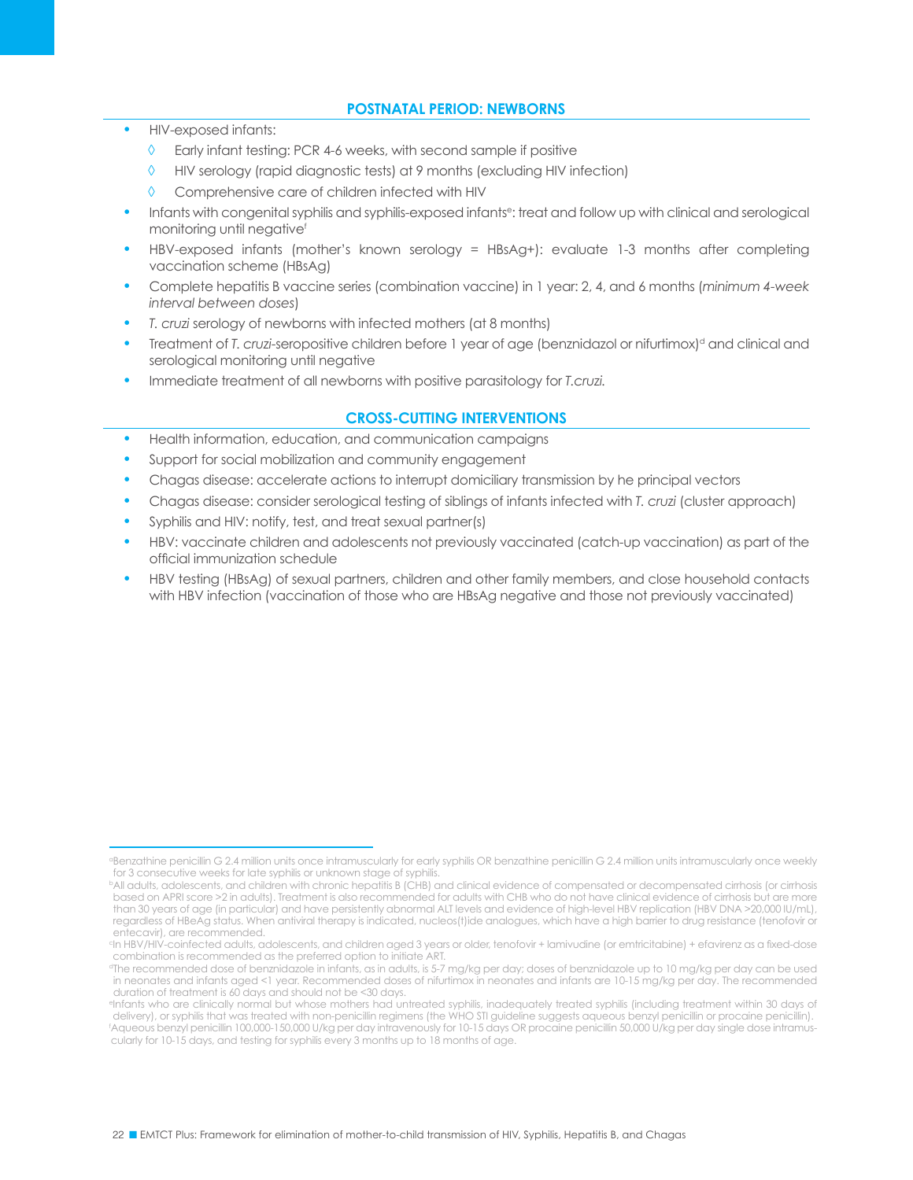## POSTNATAL PERIOD: NEWBORNS

- HIV-exposed infants:
  - ◊ Early infant testing: PCR 4-6 weeks, with second sample if positive
  - ◊ HIV serology (rapid diagnostic tests) at 9 months (excluding HIV infection)
  - ◊ Comprehensive care of children infected with HIV
- Infants with congenital syphilis and syphilis-exposed infants[e]: treat and follow up with clinical and serological monitoring until negative[f]
- HBV-exposed infants (mother's known serology = HBsAg+): evaluate 1-3 months after completing vaccination scheme (HBsAg)
- Complete hepatitis B vaccine series (combination vaccine) in 1 year: 2, 4, and 6 months (*minimum 4-week interval between doses*)
- *T. cruzi* serology of newborns with infected mothers (at 8 months)
- Treatment of *T. cruzi*-seropositive children before 1 year of age (benznidazol or nifurtimox)[d] and clinical and serological monitoring until negative
- Immediate treatment of all newborns with positive parasitology for *T.cruzi.*

## CROSS-CUTTING INTERVENTIONS

- Health information, education, and communication campaigns
- Support for social mobilization and community engagement
- Chagas disease: accelerate actions to interrupt domiciliary transmission by he principal vectors
- Chagas disease: consider serological testing of siblings of infants infected with *T. cruzi* (cluster approach)
- Syphilis and HIV: notify, test, and treat sexual partner(s)
- HBV: vaccinate children and adolescents not previously vaccinated (catch-up vaccination) as part of the official immunization schedule
- HBV testing (HBsAg) of sexual partners, children and other family members, and close household contacts with HBV infection (vaccination of those who are HBsAg negative and those not previously vaccinated)

---

[a]Benzathine penicillin G 2.4 million units once intramuscularly for early syphilis OR benzathine penicillin G 2.4 million units intramuscularly once weekly for 3 consecutive weeks for late syphilis or unknown stage of syphilis.

[b]All adults, adolescents, and children with chronic hepatitis B (CHB) and clinical evidence of compensated or decompensated cirrhosis (or cirrhosis based on APRI score >2 in adults). Treatment is also recommended for adults with CHB who do not have clinical evidence of cirrhosis but are more than 30 years of age (in particular) and have persistently abnormal ALT levels and evidence of high-level HBV replication (HBV DNA >20,000 IU/mL), regardless of HBeAg status. When antiviral therapy is indicated, nucleos(t)ide analogues, which have a high barrier to drug resistance (tenofovir or entecavir), are recommended.

[c]In HBV/HIV-coinfected adults, adolescents, and children aged 3 years or older, tenofovir + lamivudine (or emtricitabine) + efavirenz as a fixed-dose combination is recommended as the preferred option to initiate ART.

[d]The recommended dose of benznidazole in infants, as in adults, is 5-7 mg/kg per day; doses of benznidazole up to 10 mg/kg per day can be used in neonates and infants aged <1 year. Recommended doses of nifurtimox in neonates and infants are 10-15 mg/kg per day. The recommended duration of treatment is 60 days and should not be <30 days.

[e]Infants who are clinically normal but whose mothers had untreated syphilis, inadequately treated syphilis (including treatment within 30 days of delivery), or syphilis that was treated with non-penicillin regimens (the WHO STI guideline suggests aqueous benzyl penicillin or procaine penicillin).

[f]Aqueous benzyl penicillin 100,000-150,000 U/kg per day intravenously for 10-15 days OR procaine penicillin 50,000 U/kg per day single dose intramuscularly for 10-15 days, and testing for syphilis every 3 months up to 18 months of age.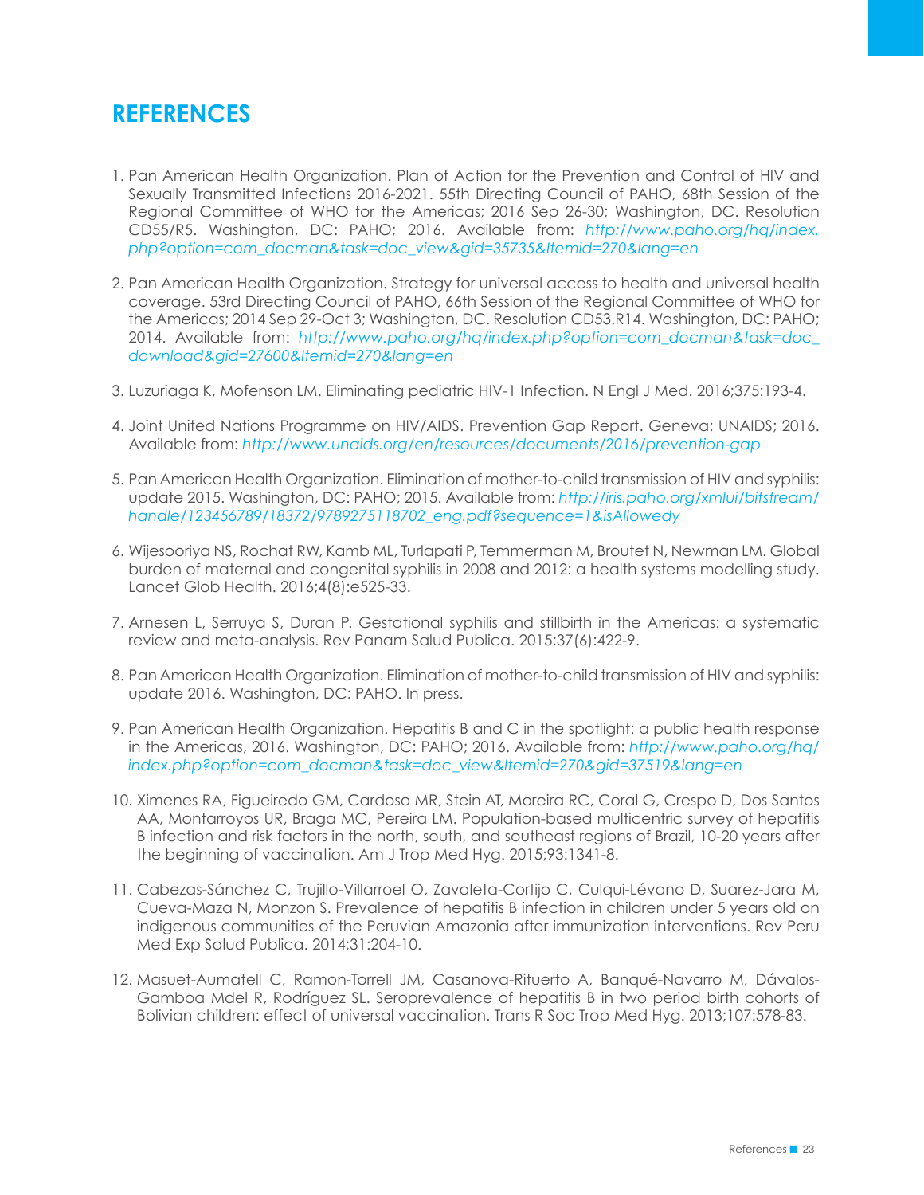# REFERENCES

1. Pan American Health Organization. Plan of Action for the Prevention and Control of HIV and Sexually Transmitted Infections 2016-2021. 55th Directing Council of PAHO, 68th Session of the Regional Committee of WHO for the Americas; 2016 Sep 26-30; Washington, DC. Resolution CD55/R5. Washington, DC: PAHO; 2016. Available from: *http://www.paho.org/hq/index.php?option=com_docman&task=doc_view&gid=35735&Itemid=270&lang=en*

2. Pan American Health Organization. Strategy for universal access to health and universal health coverage. 53rd Directing Council of PAHO, 66th Session of the Regional Committee of WHO for the Americas; 2014 Sep 29-Oct 3; Washington, DC. Resolution CD53.R14. Washington, DC: PAHO; 2014. Available from: *http://www.paho.org/hq/index.php?option=com_docman&task=doc_download&gid=27600&Itemid=270&lang=en*

3. Luzuriaga K, Mofenson LM. Eliminating pediatric HIV-1 Infection. N Engl J Med. 2016;375:193-4.

4. Joint United Nations Programme on HIV/AIDS. Prevention Gap Report. Geneva: UNAIDS; 2016. Available from: *http://www.unaids.org/en/resources/documents/2016/prevention-gap*

5. Pan American Health Organization. Elimination of mother-to-child transmission of HIV and syphilis: update 2015. Washington, DC: PAHO; 2015. Available from: *http://iris.paho.org/xmlui/bitstream/handle/123456789/18372/9789275118702_eng.pdf?sequence=1&isAllowedy*

6. Wijesooriya NS, Rochat RW, Kamb ML, Turlapati P, Temmerman M, Broutet N, Newman LM. Global burden of maternal and congenital syphilis in 2008 and 2012: a health systems modelling study. Lancet Glob Health. 2016;4(8):e525-33.

7. Arnesen L, Serruya S, Duran P. Gestational syphilis and stillbirth in the Americas: a systematic review and meta-analysis. Rev Panam Salud Publica. 2015;37(6):422-9.

8. Pan American Health Organization. Elimination of mother-to-child transmission of HIV and syphilis: update 2016. Washington, DC: PAHO. In press.

9. Pan American Health Organization. Hepatitis B and C in the spotlight: a public health response in the Americas, 2016. Washington, DC: PAHO; 2016. Available from: *http://www.paho.org/hq/index.php?option=com_docman&task=doc_view&Itemid=270&gid=37519&lang=en*

10. Ximenes RA, Figueiredo GM, Cardoso MR, Stein AT, Moreira RC, Coral G, Crespo D, Dos Santos AA, Montarroyos UR, Braga MC, Pereira LM. Population-based multicentric survey of hepatitis B infection and risk factors in the north, south, and southeast regions of Brazil, 10-20 years after the beginning of vaccination. Am J Trop Med Hyg. 2015;93:1341-8.

11. Cabezas-Sánchez C, Trujillo-Villarroel O, Zavaleta-Cortijo C, Culqui-Lévano D, Suarez-Jara M, Cueva-Maza N, Monzon S. Prevalence of hepatitis B infection in children under 5 years old on indigenous communities of the Peruvian Amazonia after immunization interventions. Rev Peru Med Exp Salud Publica. 2014;31:204-10.

12. Masuet-Aumatell C, Ramon-Torrell JM, Casanova-Rituerto A, Banqué-Navarro M, Dávalos-Gamboa Mdel R, Rodríguez SL. Seroprevalence of hepatitis B in two period birth cohorts of Bolivian children: effect of universal vaccination. Trans R Soc Trop Med Hyg. 2013;107:578-83.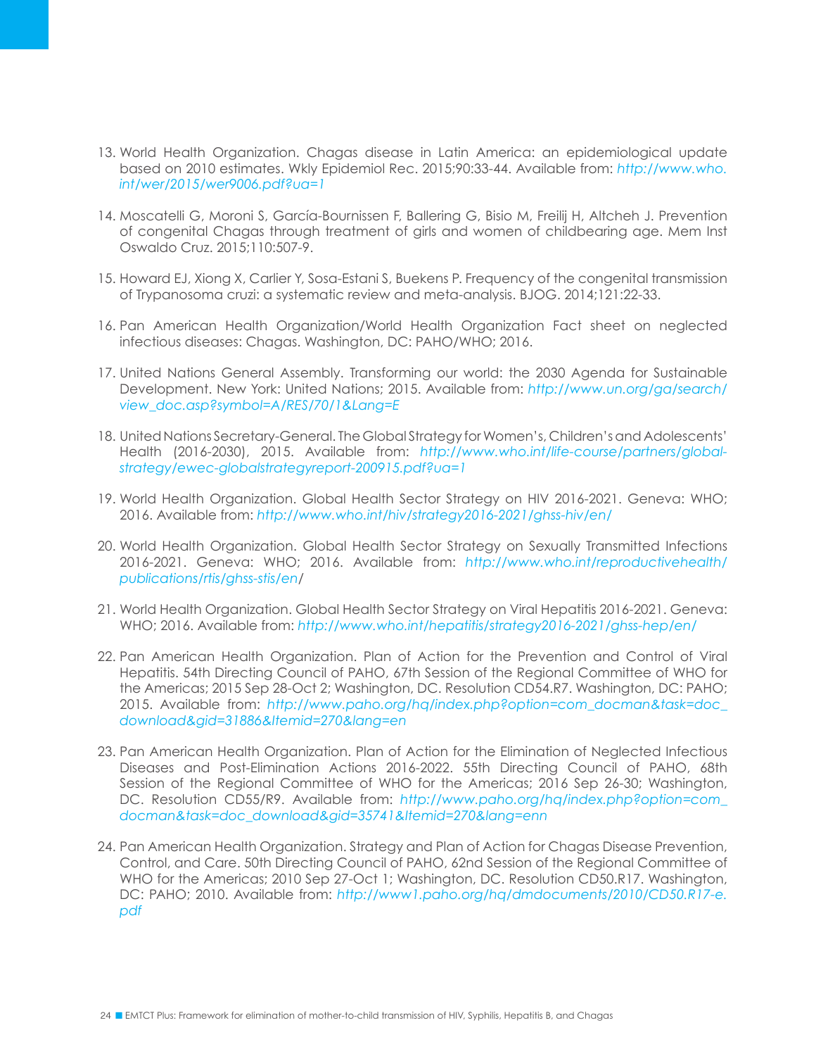13. World Health Organization. Chagas disease in Latin America: an epidemiological update based on 2010 estimates. Wkly Epidemiol Rec. 2015;90:33-44. Available from: *http://www.who.int/wer/2015/wer9006.pdf?ua=1*

14. Moscatelli G, Moroni S, García-Bournissen F, Ballering G, Bisio M, Freilij H, Altcheh J. Prevention of congenital Chagas through treatment of girls and women of childbearing age. Mem Inst Oswaldo Cruz. 2015;110:507-9.

15. Howard EJ, Xiong X, Carlier Y, Sosa-Estani S, Buekens P. Frequency of the congenital transmission of Trypanosoma cruzi: a systematic review and meta-analysis. BJOG. 2014;121:22-33.

16. Pan American Health Organization/World Health Organization Fact sheet on neglected infectious diseases: Chagas. Washington, DC: PAHO/WHO; 2016.

17. United Nations General Assembly. Transforming our world: the 2030 Agenda for Sustainable Development. New York: United Nations; 2015. Available from: *http://www.un.org/ga/search/view_doc.asp?symbol=A/RES/70/1&Lang=E*

18. United Nations Secretary-General. The Global Strategy for Women's, Children's and Adolescents' Health (2016-2030), 2015. Available from: *http://www.who.int/life-course/partners/global-strategy/ewec-globalstrategyreport-200915.pdf?ua=1*

19. World Health Organization. Global Health Sector Strategy on HIV 2016-2021. Geneva: WHO; 2016. Available from: *http://www.who.int/hiv/strategy2016-2021/ghss-hiv/en/*

20. World Health Organization. Global Health Sector Strategy on Sexually Transmitted Infections 2016-2021. Geneva: WHO; 2016. Available from: *http://www.who.int/reproductivehealth/publications/rtis/ghss-stis/en/*

21. World Health Organization. Global Health Sector Strategy on Viral Hepatitis 2016-2021. Geneva: WHO; 2016. Available from: *http://www.who.int/hepatitis/strategy2016-2021/ghss-hep/en/*

22. Pan American Health Organization. Plan of Action for the Prevention and Control of Viral Hepatitis. 54th Directing Council of PAHO, 67th Session of the Regional Committee of WHO for the Americas; 2015 Sep 28-Oct 2; Washington, DC. Resolution CD54.R7. Washington, DC: PAHO; 2015. Available from: *http://www.paho.org/hq/index.php?option=com_docman&task=doc_download&gid=31886&Itemid=270&lang=en*

23. Pan American Health Organization. Plan of Action for the Elimination of Neglected Infectious Diseases and Post-Elimination Actions 2016-2022. 55th Directing Council of PAHO, 68th Session of the Regional Committee of WHO for the Americas; 2016 Sep 26-30; Washington, DC. Resolution CD55/R9. Available from: *http://www.paho.org/hq/index.php?option=com_docman&task=doc_download&gid=35741&Itemid=270&lang=enn*

24. Pan American Health Organization. Strategy and Plan of Action for Chagas Disease Prevention, Control, and Care. 50th Directing Council of PAHO, 62nd Session of the Regional Committee of WHO for the Americas; 2010 Sep 27-Oct 1; Washington, DC. Resolution CD50.R17. Washington, DC: PAHO; 2010. Available from: *http://www1.paho.org/hq/dmdocuments/2010/CD50.R17-e.pdf*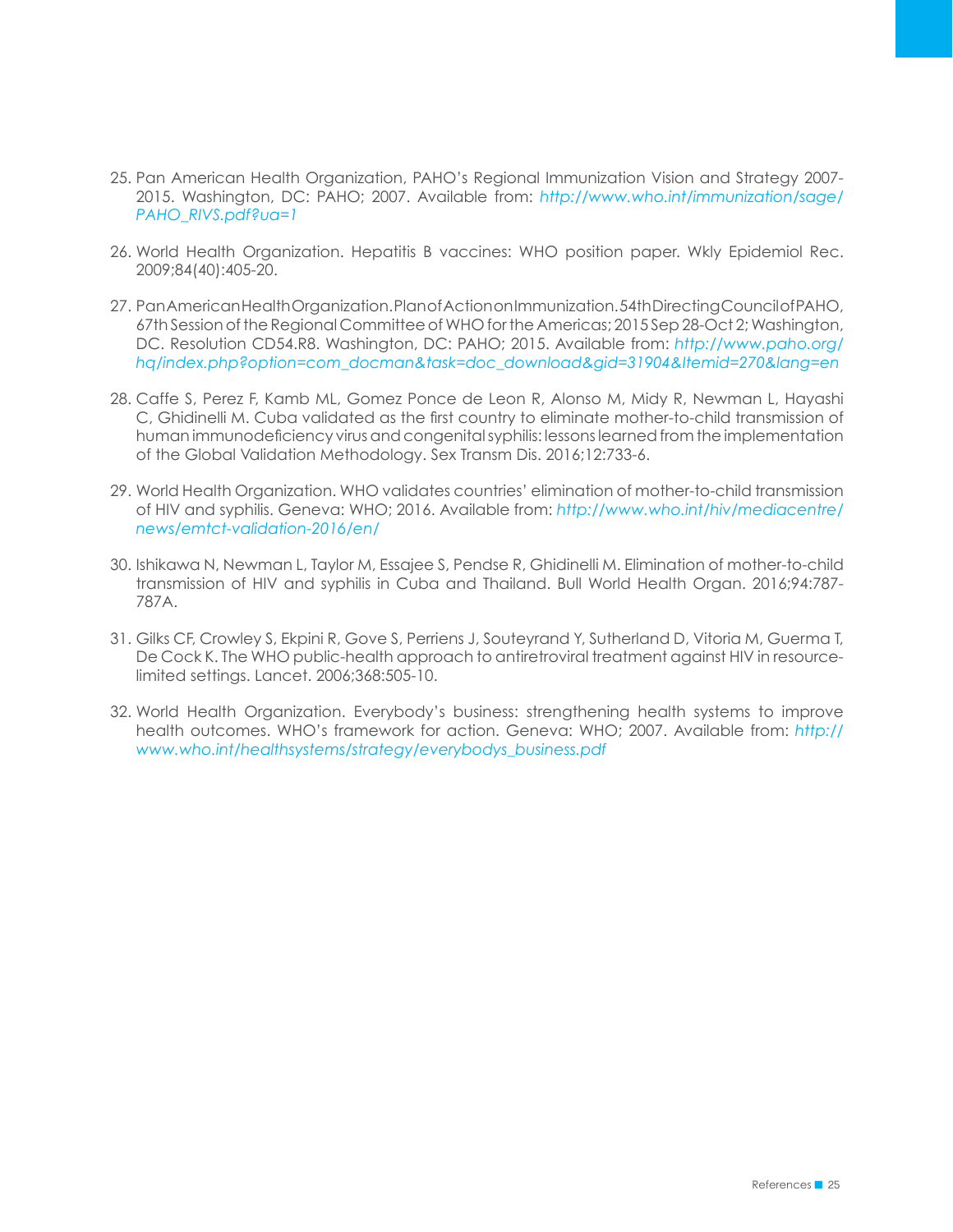25. Pan American Health Organization, PAHO's Regional Immunization Vision and Strategy 2007-2015. Washington, DC: PAHO; 2007. Available from: *http://www.who.int/immunization/sage/PAHO_RIVS.pdf?ua=1*

26. World Health Organization. Hepatitis B vaccines: WHO position paper. Wkly Epidemiol Rec. 2009;84(40):405-20.

27. Pan American Health Organization. Plan of Action on Immunization. 54th Directing Council of PAHO, 67th Session of the Regional Committee of WHO for the Americas; 2015 Sep 28-Oct 2; Washington, DC. Resolution CD54.R8. Washington, DC: PAHO; 2015. Available from: *http://www.paho.org/hq/index.php?option=com_docman&task=doc_download&gid=31904&Itemid=270&lang=en*

28. Caffe S, Perez F, Kamb ML, Gomez Ponce de Leon R, Alonso M, Midy R, Newman L, Hayashi C, Ghidinelli M. Cuba validated as the first country to eliminate mother-to-child transmission of human immunodeficiency virus and congenital syphilis: lessons learned from the implementation of the Global Validation Methodology. Sex Transm Dis. 2016;12:733-6.

29. World Health Organization. WHO validates countries' elimination of mother-to-child transmission of HIV and syphilis. Geneva: WHO; 2016. Available from: *http://www.who.int/hiv/mediacentre/news/emtct-validation-2016/en/*

30. Ishikawa N, Newman L, Taylor M, Essajee S, Pendse R, Ghidinelli M. Elimination of mother-to-child transmission of HIV and syphilis in Cuba and Thailand. Bull World Health Organ. 2016;94:787-787A.

31. Gilks CF, Crowley S, Ekpini R, Gove S, Perriens J, Souteyrand Y, Sutherland D, Vitoria M, Guerma T, De Cock K. The WHO public-health approach to antiretroviral treatment against HIV in resource-limited settings. Lancet. 2006;368:505-10.

32. World Health Organization. Everybody's business: strengthening health systems to improve health outcomes. WHO's framework for action. Geneva: WHO; 2007. Available from: *http://www.who.int/healthsystems/strategy/everybodys_business.pdf*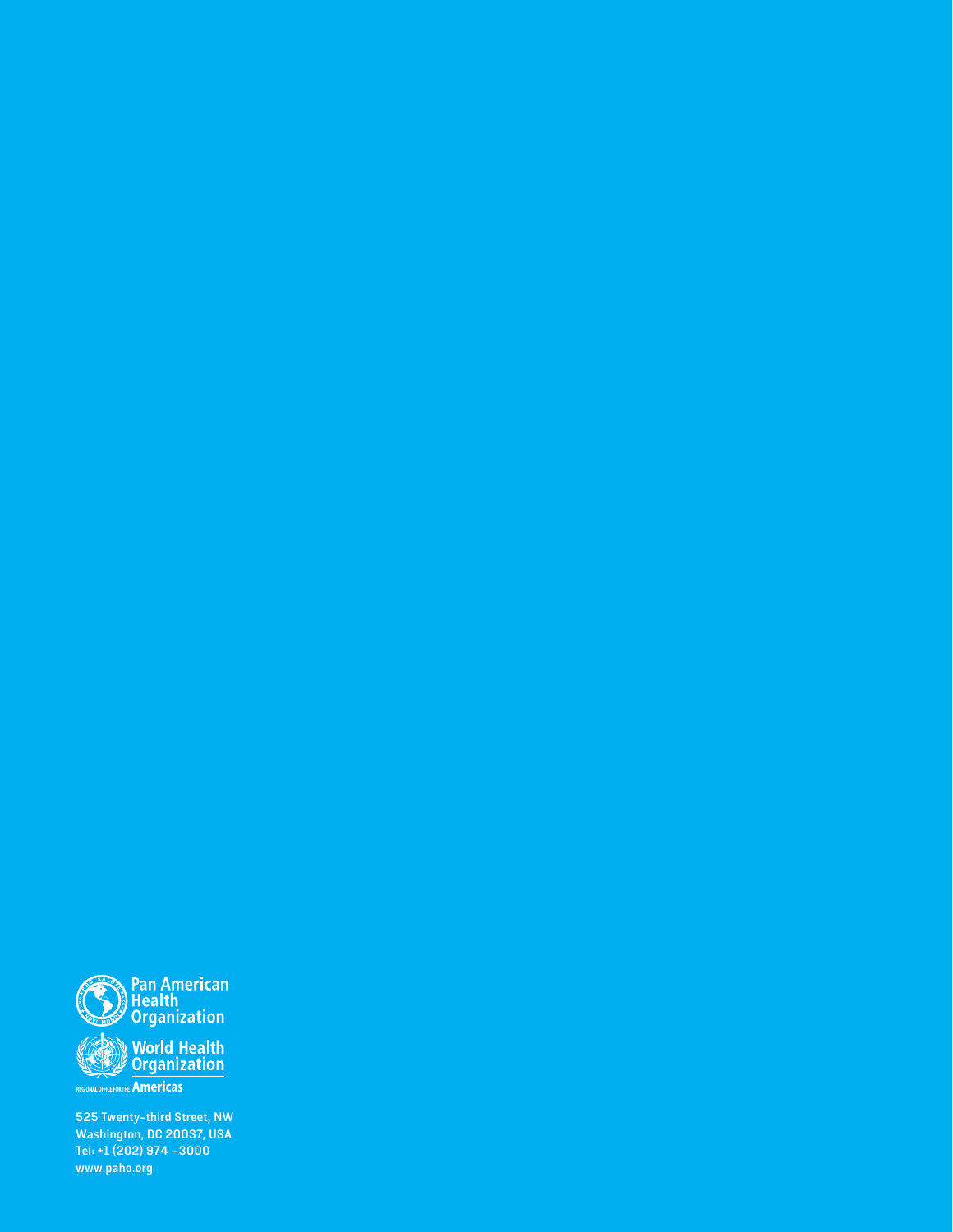Pan American Health Organization

World Health Organization

REGIONAL OFFICE FOR THE Americas

525 Twenty-third Street, NW
Washington, DC 20037, USA
Tel: +1 (202) 974 –3000
www.paho.org